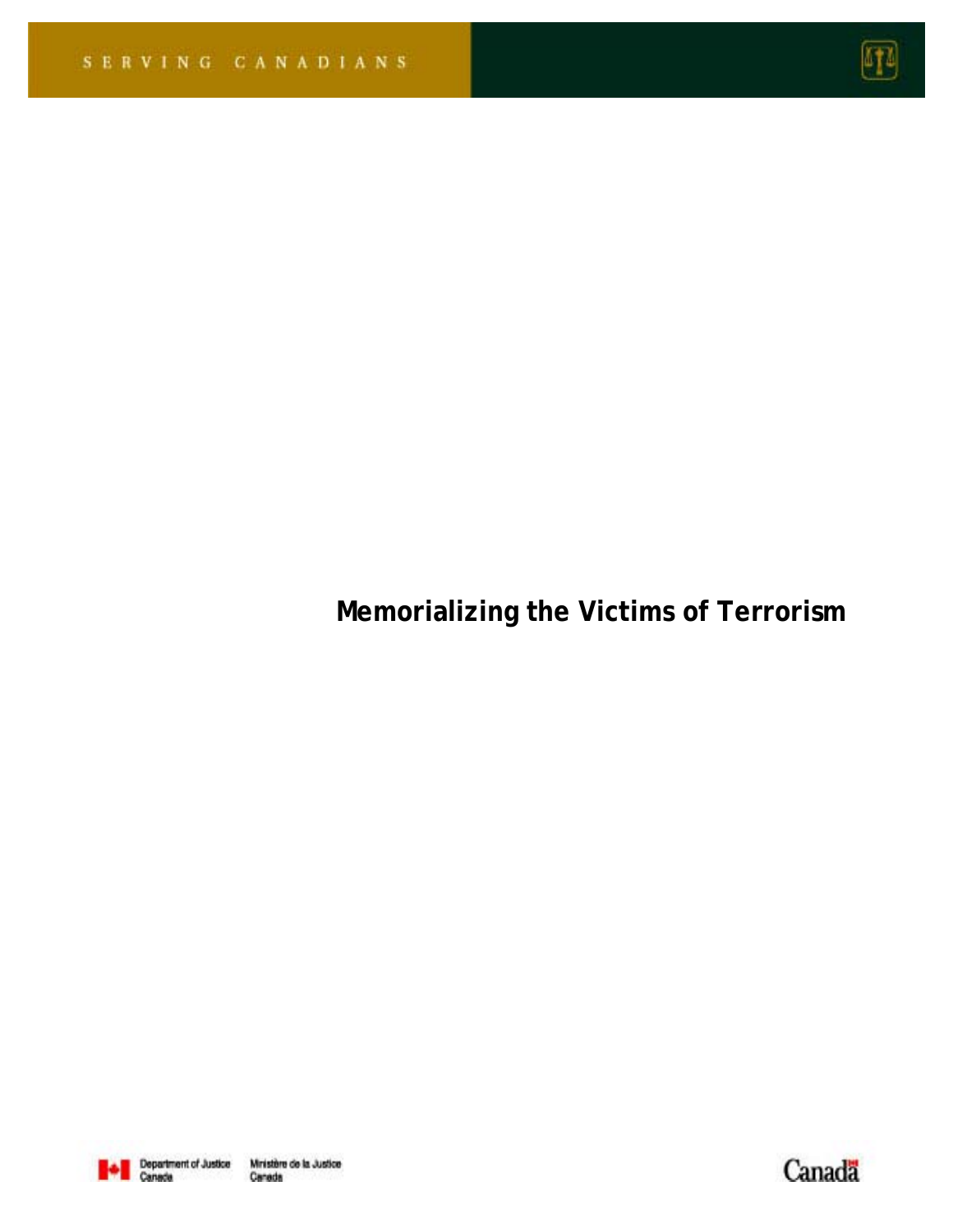SERVING CANADIANS

# Memorializing the Victims of Terrorism

Department of Justice Canada Ministère de la Justice Canada

Canada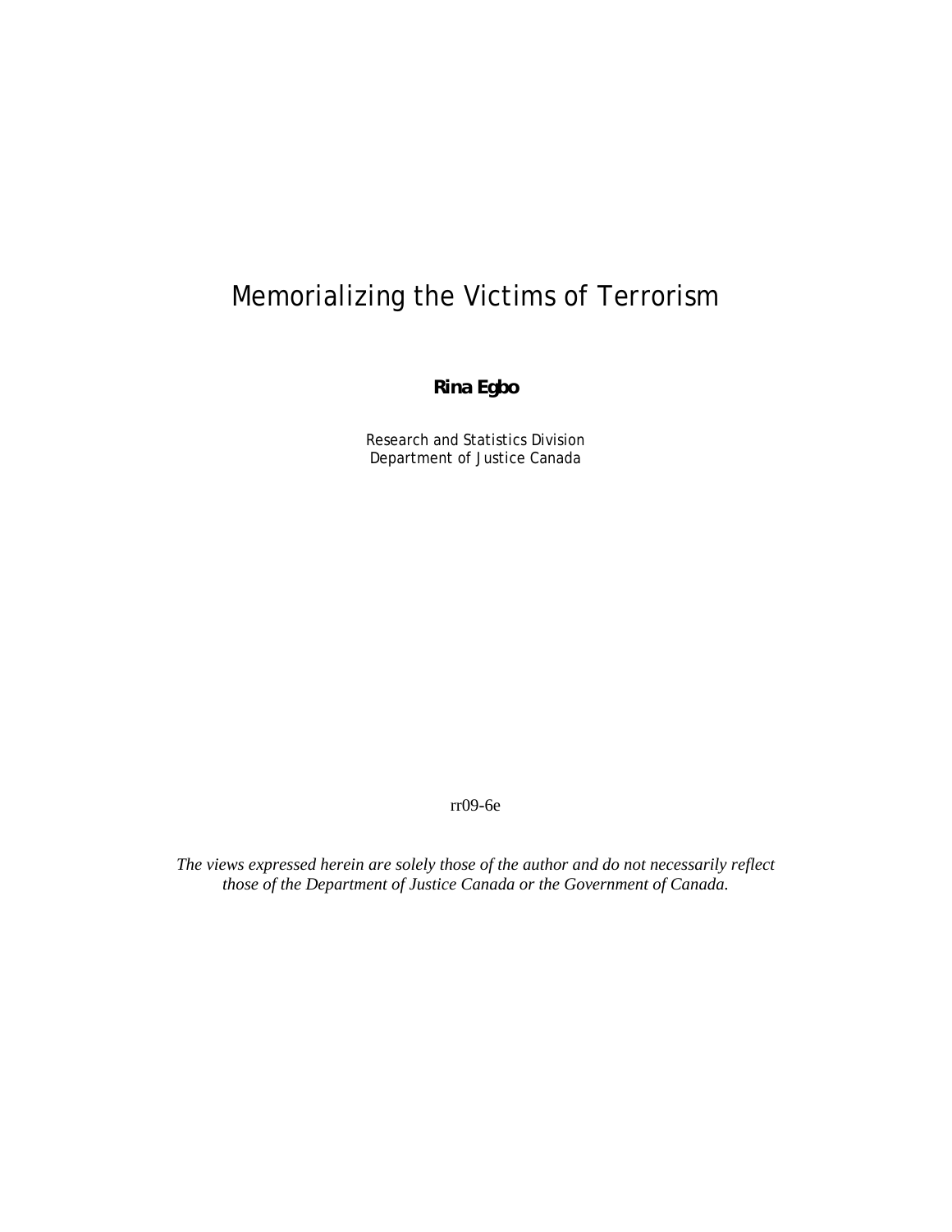# Memorializing the Victims of Terrorism

**Rina Egbo**

Research and Statistics Division
Department of Justice Canada

rr09-6e

*The views expressed herein are solely those of the author and do not necessarily reflect those of the Department of Justice Canada or the Government of Canada.*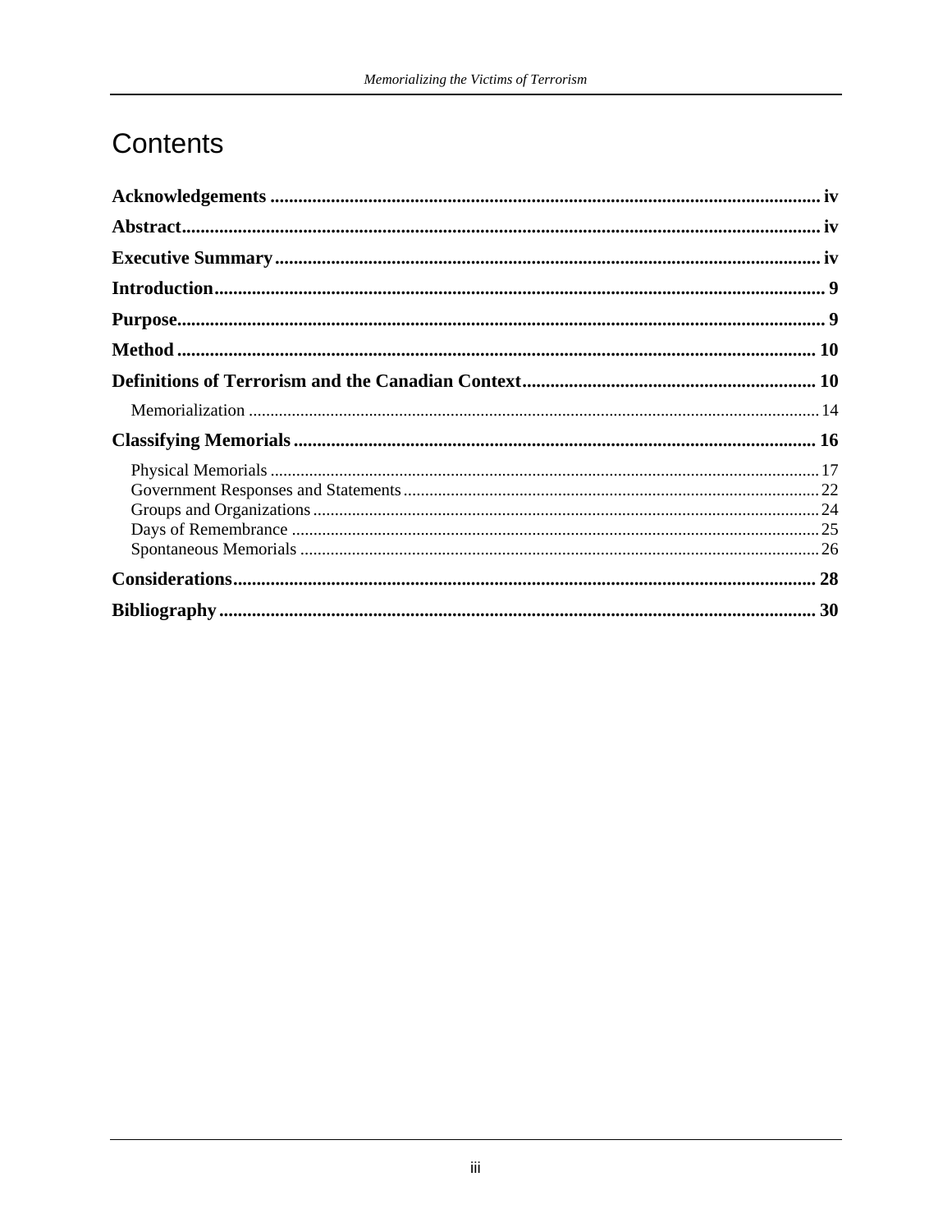# Contents

**Acknowledgements** ..... iv

**Abstract** ..... iv

**Executive Summary** ..... iv

**Introduction** ..... 9

**Purpose** ..... 9

**Method** ..... 10

**Definitions of Terrorism and the Canadian Context** ..... 10

- Memorialization ..... 14

**Classifying Memorials** ..... 16

- Physical Memorials ..... 17
- Government Responses and Statements ..... 22
- Groups and Organizations ..... 24
- Days of Remembrance ..... 25
- Spontaneous Memorials ..... 26

**Considerations** ..... 28

**Bibliography** ..... 30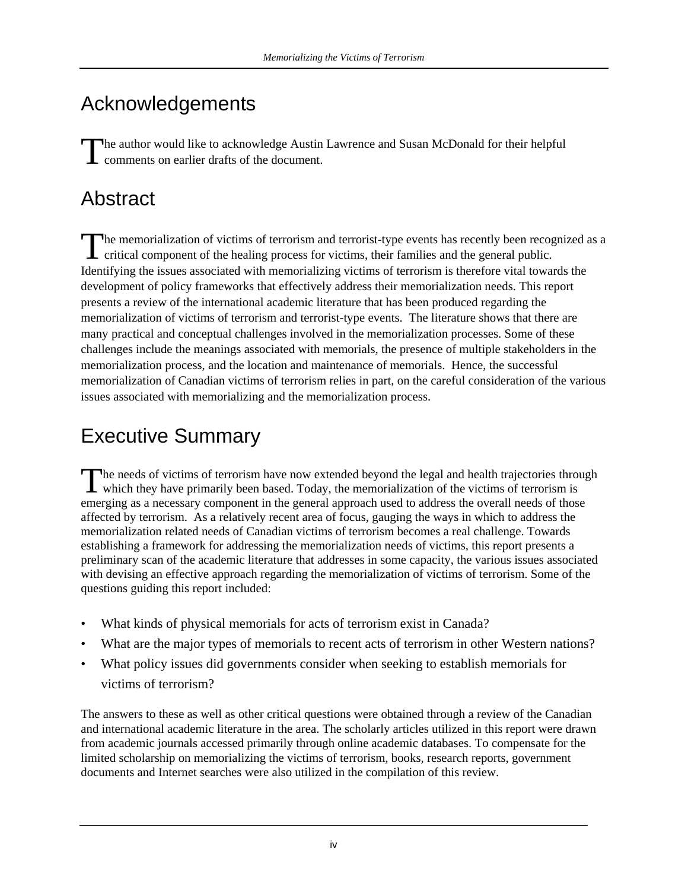## Acknowledgements

The author would like to acknowledge Austin Lawrence and Susan McDonald for their helpful comments on earlier drafts of the document.

## Abstract

The memorialization of victims of terrorism and terrorist-type events has recently been recognized as a critical component of the healing process for victims, their families and the general public. Identifying the issues associated with memorializing victims of terrorism is therefore vital towards the development of policy frameworks that effectively address their memorialization needs. This report presents a review of the international academic literature that has been produced regarding the memorialization of victims of terrorism and terrorist-type events. The literature shows that there are many practical and conceptual challenges involved in the memorialization processes. Some of these challenges include the meanings associated with memorials, the presence of multiple stakeholders in the memorialization process, and the location and maintenance of memorials. Hence, the successful memorialization of Canadian victims of terrorism relies in part, on the careful consideration of the various issues associated with memorializing and the memorialization process.

## Executive Summary

The needs of victims of terrorism have now extended beyond the legal and health trajectories through which they have primarily been based. Today, the memorialization of the victims of terrorism is emerging as a necessary component in the general approach used to address the overall needs of those affected by terrorism. As a relatively recent area of focus, gauging the ways in which to address the memorialization related needs of Canadian victims of terrorism becomes a real challenge. Towards establishing a framework for addressing the memorialization needs of victims, this report presents a preliminary scan of the academic literature that addresses in some capacity, the various issues associated with devising an effective approach regarding the memorialization of victims of terrorism. Some of the questions guiding this report included:

- What kinds of physical memorials for acts of terrorism exist in Canada?
- What are the major types of memorials to recent acts of terrorism in other Western nations?
- What policy issues did governments consider when seeking to establish memorials for victims of terrorism?

The answers to these as well as other critical questions were obtained through a review of the Canadian and international academic literature in the area. The scholarly articles utilized in this report were drawn from academic journals accessed primarily through online academic databases. To compensate for the limited scholarship on memorializing the victims of terrorism, books, research reports, government documents and Internet searches were also utilized in the compilation of this review.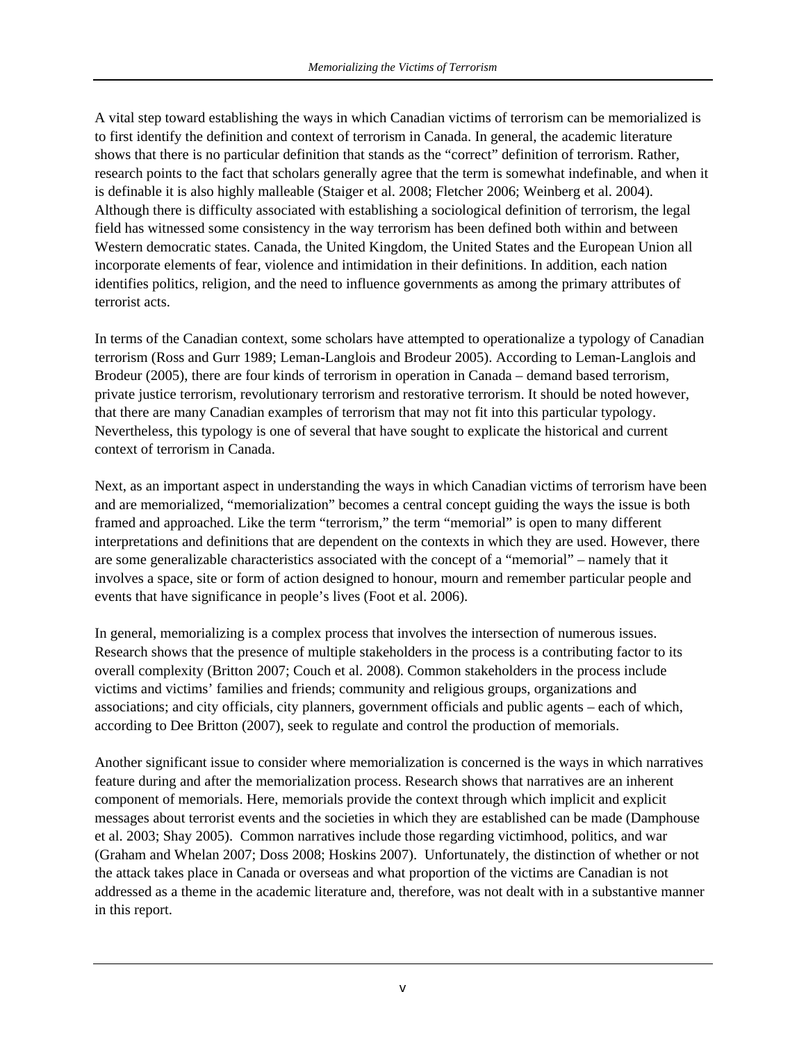A vital step toward establishing the ways in which Canadian victims of terrorism can be memorialized is to first identify the definition and context of terrorism in Canada. In general, the academic literature shows that there is no particular definition that stands as the "correct" definition of terrorism. Rather, research points to the fact that scholars generally agree that the term is somewhat indefinable, and when it is definable it is also highly malleable (Staiger et al. 2008; Fletcher 2006; Weinberg et al. 2004). Although there is difficulty associated with establishing a sociological definition of terrorism, the legal field has witnessed some consistency in the way terrorism has been defined both within and between Western democratic states. Canada, the United Kingdom, the United States and the European Union all incorporate elements of fear, violence and intimidation in their definitions. In addition, each nation identifies politics, religion, and the need to influence governments as among the primary attributes of terrorist acts.

In terms of the Canadian context, some scholars have attempted to operationalize a typology of Canadian terrorism (Ross and Gurr 1989; Leman-Langlois and Brodeur 2005). According to Leman-Langlois and Brodeur (2005), there are four kinds of terrorism in operation in Canada – demand based terrorism, private justice terrorism, revolutionary terrorism and restorative terrorism. It should be noted however, that there are many Canadian examples of terrorism that may not fit into this particular typology. Nevertheless, this typology is one of several that have sought to explicate the historical and current context of terrorism in Canada.

Next, as an important aspect in understanding the ways in which Canadian victims of terrorism have been and are memorialized, "memorialization" becomes a central concept guiding the ways the issue is both framed and approached. Like the term "terrorism," the term "memorial" is open to many different interpretations and definitions that are dependent on the contexts in which they are used. However, there are some generalizable characteristics associated with the concept of a "memorial" – namely that it involves a space, site or form of action designed to honour, mourn and remember particular people and events that have significance in people's lives (Foot et al. 2006).

In general, memorializing is a complex process that involves the intersection of numerous issues. Research shows that the presence of multiple stakeholders in the process is a contributing factor to its overall complexity (Britton 2007; Couch et al. 2008). Common stakeholders in the process include victims and victims' families and friends; community and religious groups, organizations and associations; and city officials, city planners, government officials and public agents – each of which, according to Dee Britton (2007), seek to regulate and control the production of memorials.

Another significant issue to consider where memorialization is concerned is the ways in which narratives feature during and after the memorialization process. Research shows that narratives are an inherent component of memorials. Here, memorials provide the context through which implicit and explicit messages about terrorist events and the societies in which they are established can be made (Damphouse et al. 2003; Shay 2005). Common narratives include those regarding victimhood, politics, and war (Graham and Whelan 2007; Doss 2008; Hoskins 2007). Unfortunately, the distinction of whether or not the attack takes place in Canada or overseas and what proportion of the victims are Canadian is not addressed as a theme in the academic literature and, therefore, was not dealt with in a substantive manner in this report.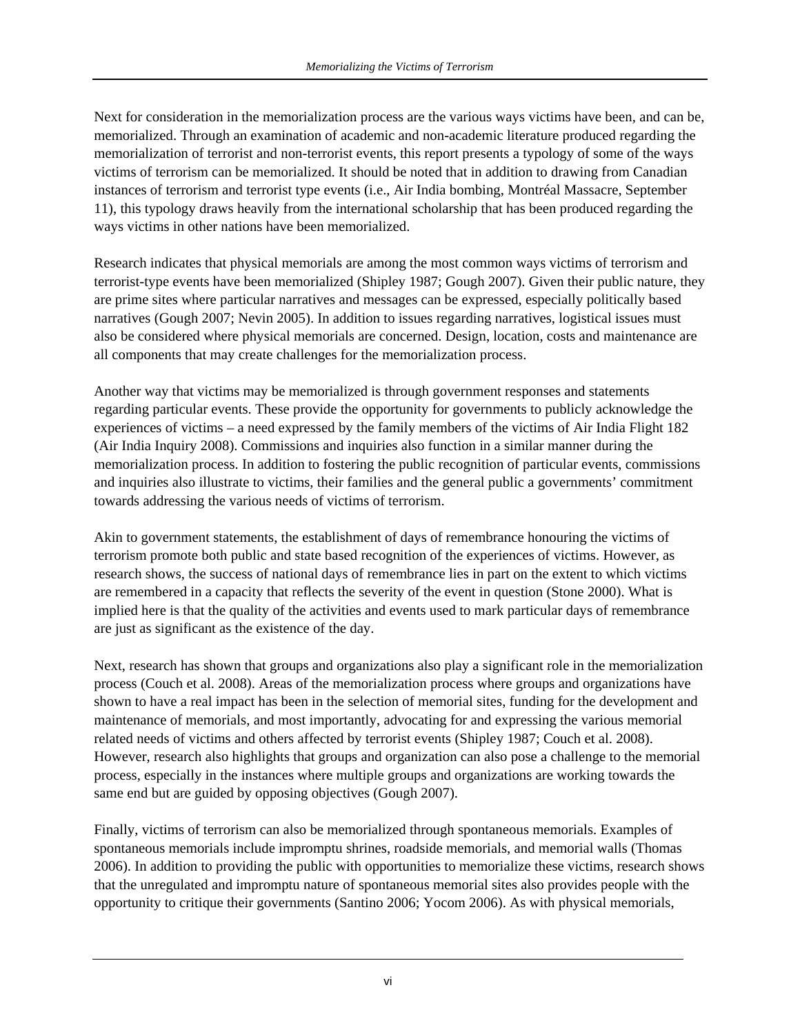Next for consideration in the memorialization process are the various ways victims have been, and can be, memorialized. Through an examination of academic and non-academic literature produced regarding the memorialization of terrorist and non-terrorist events, this report presents a typology of some of the ways victims of terrorism can be memorialized. It should be noted that in addition to drawing from Canadian instances of terrorism and terrorist type events (i.e., Air India bombing, Montréal Massacre, September 11), this typology draws heavily from the international scholarship that has been produced regarding the ways victims in other nations have been memorialized.

Research indicates that physical memorials are among the most common ways victims of terrorism and terrorist-type events have been memorialized (Shipley 1987; Gough 2007). Given their public nature, they are prime sites where particular narratives and messages can be expressed, especially politically based narratives (Gough 2007; Nevin 2005). In addition to issues regarding narratives, logistical issues must also be considered where physical memorials are concerned. Design, location, costs and maintenance are all components that may create challenges for the memorialization process.

Another way that victims may be memorialized is through government responses and statements regarding particular events. These provide the opportunity for governments to publicly acknowledge the experiences of victims – a need expressed by the family members of the victims of Air India Flight 182 (Air India Inquiry 2008). Commissions and inquiries also function in a similar manner during the memorialization process. In addition to fostering the public recognition of particular events, commissions and inquiries also illustrate to victims, their families and the general public a governments' commitment towards addressing the various needs of victims of terrorism.

Akin to government statements, the establishment of days of remembrance honouring the victims of terrorism promote both public and state based recognition of the experiences of victims. However, as research shows, the success of national days of remembrance lies in part on the extent to which victims are remembered in a capacity that reflects the severity of the event in question (Stone 2000). What is implied here is that the quality of the activities and events used to mark particular days of remembrance are just as significant as the existence of the day.

Next, research has shown that groups and organizations also play a significant role in the memorialization process (Couch et al. 2008). Areas of the memorialization process where groups and organizations have shown to have a real impact has been in the selection of memorial sites, funding for the development and maintenance of memorials, and most importantly, advocating for and expressing the various memorial related needs of victims and others affected by terrorist events (Shipley 1987; Couch et al. 2008). However, research also highlights that groups and organization can also pose a challenge to the memorial process, especially in the instances where multiple groups and organizations are working towards the same end but are guided by opposing objectives (Gough 2007).

Finally, victims of terrorism can also be memorialized through spontaneous memorials. Examples of spontaneous memorials include impromptu shrines, roadside memorials, and memorial walls (Thomas 2006). In addition to providing the public with opportunities to memorialize these victims, research shows that the unregulated and impromptu nature of spontaneous memorial sites also provides people with the opportunity to critique their governments (Santino 2006; Yocom 2006). As with physical memorials,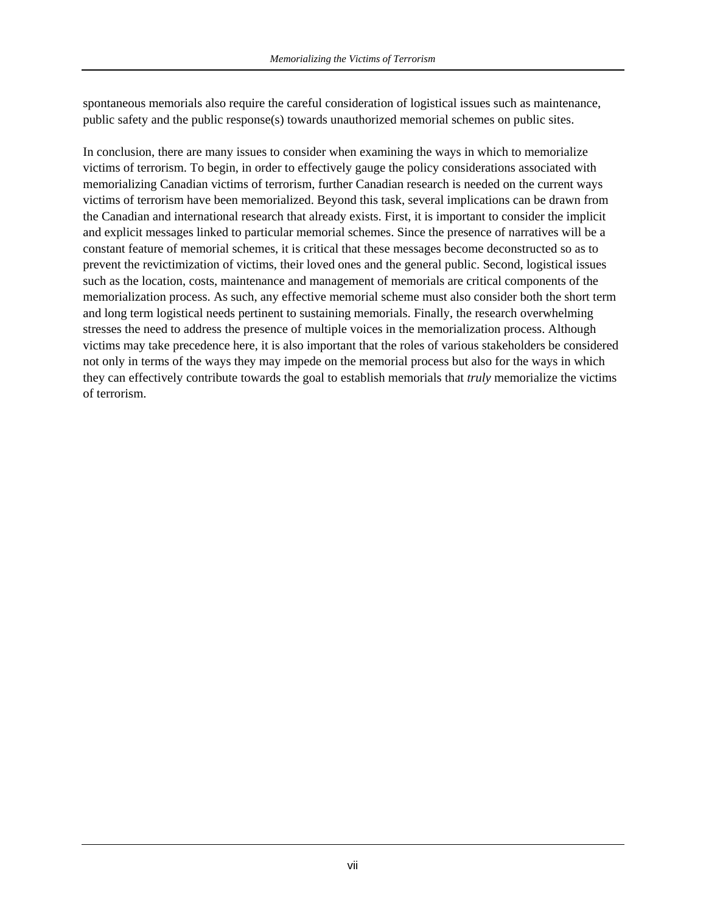spontaneous memorials also require the careful consideration of logistical issues such as maintenance, public safety and the public response(s) towards unauthorized memorial schemes on public sites.

In conclusion, there are many issues to consider when examining the ways in which to memorialize victims of terrorism. To begin, in order to effectively gauge the policy considerations associated with memorializing Canadian victims of terrorism, further Canadian research is needed on the current ways victims of terrorism have been memorialized. Beyond this task, several implications can be drawn from the Canadian and international research that already exists. First, it is important to consider the implicit and explicit messages linked to particular memorial schemes. Since the presence of narratives will be a constant feature of memorial schemes, it is critical that these messages become deconstructed so as to prevent the revictimization of victims, their loved ones and the general public. Second, logistical issues such as the location, costs, maintenance and management of memorials are critical components of the memorialization process. As such, any effective memorial scheme must also consider both the short term and long term logistical needs pertinent to sustaining memorials. Finally, the research overwhelming stresses the need to address the presence of multiple voices in the memorialization process. Although victims may take precedence here, it is also important that the roles of various stakeholders be considered not only in terms of the ways they may impede on the memorial process but also for the ways in which they can effectively contribute towards the goal to establish memorials that *truly* memorialize the victims of terrorism.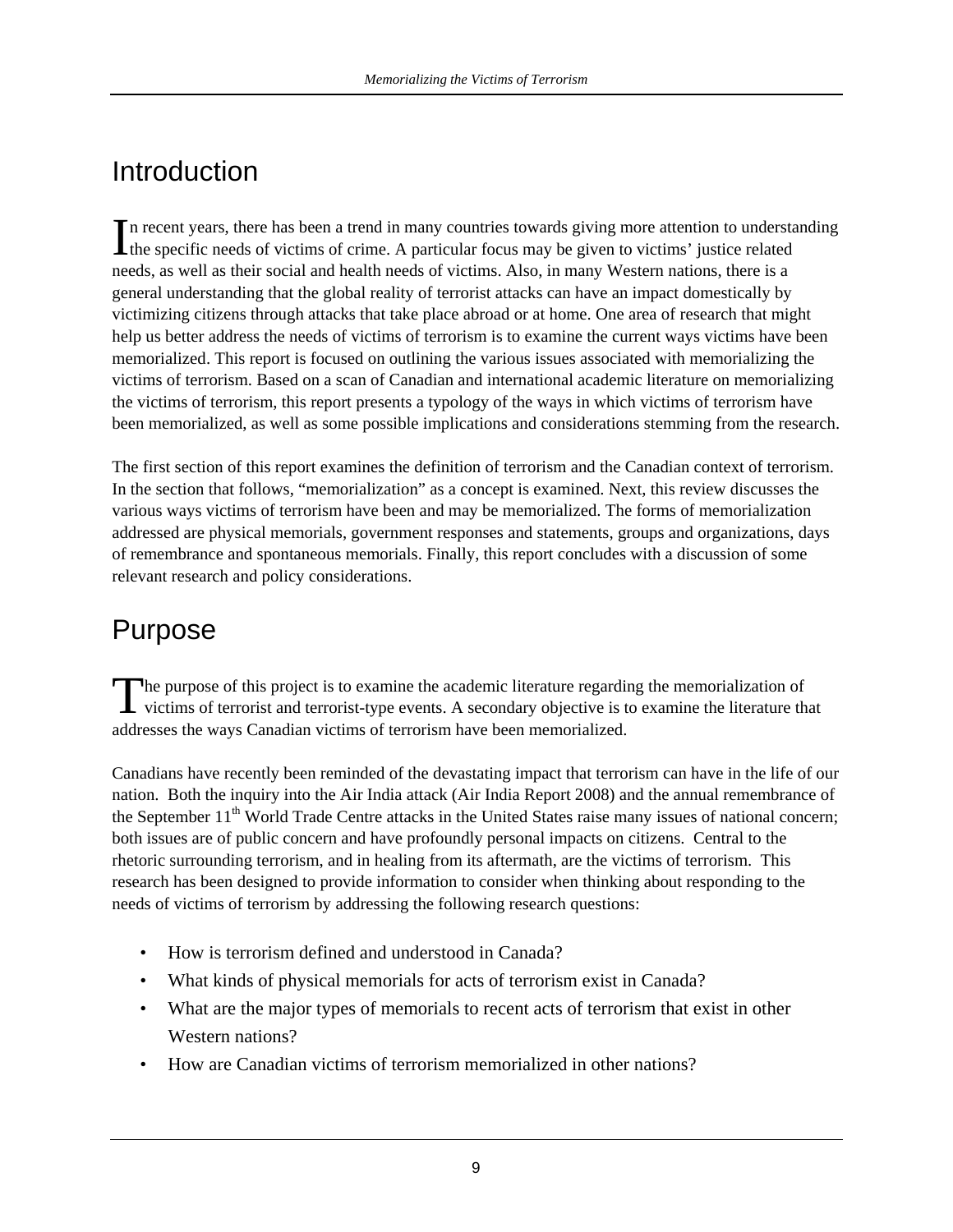# Introduction

In recent years, there has been a trend in many countries towards giving more attention to understanding the specific needs of victims of crime. A particular focus may be given to victims' justice related needs, as well as their social and health needs of victims. Also, in many Western nations, there is a general understanding that the global reality of terrorist attacks can have an impact domestically by victimizing citizens through attacks that take place abroad or at home. One area of research that might help us better address the needs of victims of terrorism is to examine the current ways victims have been memorialized. This report is focused on outlining the various issues associated with memorializing the victims of terrorism. Based on a scan of Canadian and international academic literature on memorializing the victims of terrorism, this report presents a typology of the ways in which victims of terrorism have been memorialized, as well as some possible implications and considerations stemming from the research.

The first section of this report examines the definition of terrorism and the Canadian context of terrorism. In the section that follows, "memorialization" as a concept is examined. Next, this review discusses the various ways victims of terrorism have been and may be memorialized. The forms of memorialization addressed are physical memorials, government responses and statements, groups and organizations, days of remembrance and spontaneous memorials. Finally, this report concludes with a discussion of some relevant research and policy considerations.

# Purpose

The purpose of this project is to examine the academic literature regarding the memorialization of victims of terrorist and terrorist-type events. A secondary objective is to examine the literature that addresses the ways Canadian victims of terrorism have been memorialized.

Canadians have recently been reminded of the devastating impact that terrorism can have in the life of our nation. Both the inquiry into the Air India attack (Air India Report 2008) and the annual remembrance of the September 11th World Trade Centre attacks in the United States raise many issues of national concern; both issues are of public concern and have profoundly personal impacts on citizens. Central to the rhetoric surrounding terrorism, and in healing from its aftermath, are the victims of terrorism. This research has been designed to provide information to consider when thinking about responding to the needs of victims of terrorism by addressing the following research questions:

- How is terrorism defined and understood in Canada?
- What kinds of physical memorials for acts of terrorism exist in Canada?
- What are the major types of memorials to recent acts of terrorism that exist in other Western nations?
- How are Canadian victims of terrorism memorialized in other nations?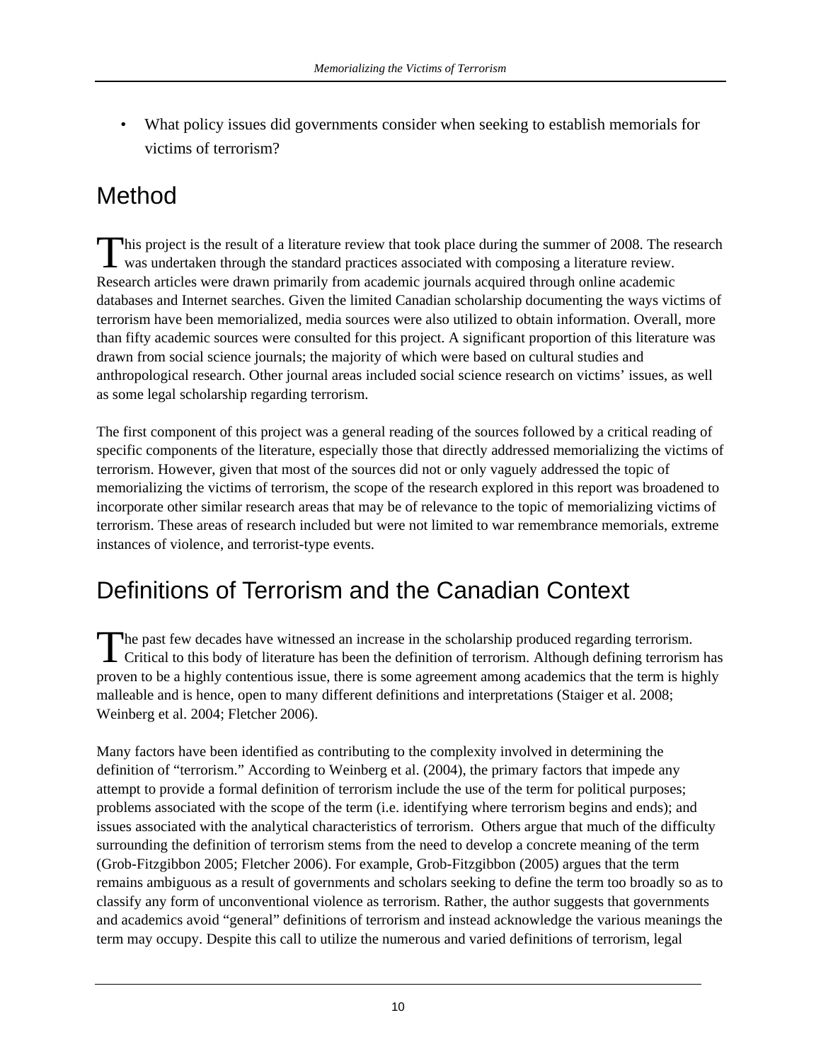- What policy issues did governments consider when seeking to establish memorials for victims of terrorism?

## Method

This project is the result of a literature review that took place during the summer of 2008. The research was undertaken through the standard practices associated with composing a literature review. Research articles were drawn primarily from academic journals acquired through online academic databases and Internet searches. Given the limited Canadian scholarship documenting the ways victims of terrorism have been memorialized, media sources were also utilized to obtain information. Overall, more than fifty academic sources were consulted for this project. A significant proportion of this literature was drawn from social science journals; the majority of which were based on cultural studies and anthropological research. Other journal areas included social science research on victims' issues, as well as some legal scholarship regarding terrorism.

The first component of this project was a general reading of the sources followed by a critical reading of specific components of the literature, especially those that directly addressed memorializing the victims of terrorism. However, given that most of the sources did not or only vaguely addressed the topic of memorializing the victims of terrorism, the scope of the research explored in this report was broadened to incorporate other similar research areas that may be of relevance to the topic of memorializing victims of terrorism. These areas of research included but were not limited to war remembrance memorials, extreme instances of violence, and terrorist-type events.

## Definitions of Terrorism and the Canadian Context

The past few decades have witnessed an increase in the scholarship produced regarding terrorism. Critical to this body of literature has been the definition of terrorism. Although defining terrorism has proven to be a highly contentious issue, there is some agreement among academics that the term is highly malleable and is hence, open to many different definitions and interpretations (Staiger et al. 2008; Weinberg et al. 2004; Fletcher 2006).

Many factors have been identified as contributing to the complexity involved in determining the definition of "terrorism." According to Weinberg et al. (2004), the primary factors that impede any attempt to provide a formal definition of terrorism include the use of the term for political purposes; problems associated with the scope of the term (i.e. identifying where terrorism begins and ends); and issues associated with the analytical characteristics of terrorism. Others argue that much of the difficulty surrounding the definition of terrorism stems from the need to develop a concrete meaning of the term (Grob-Fitzgibbon 2005; Fletcher 2006). For example, Grob-Fitzgibbon (2005) argues that the term remains ambiguous as a result of governments and scholars seeking to define the term too broadly so as to classify any form of unconventional violence as terrorism. Rather, the author suggests that governments and academics avoid "general" definitions of terrorism and instead acknowledge the various meanings the term may occupy. Despite this call to utilize the numerous and varied definitions of terrorism, legal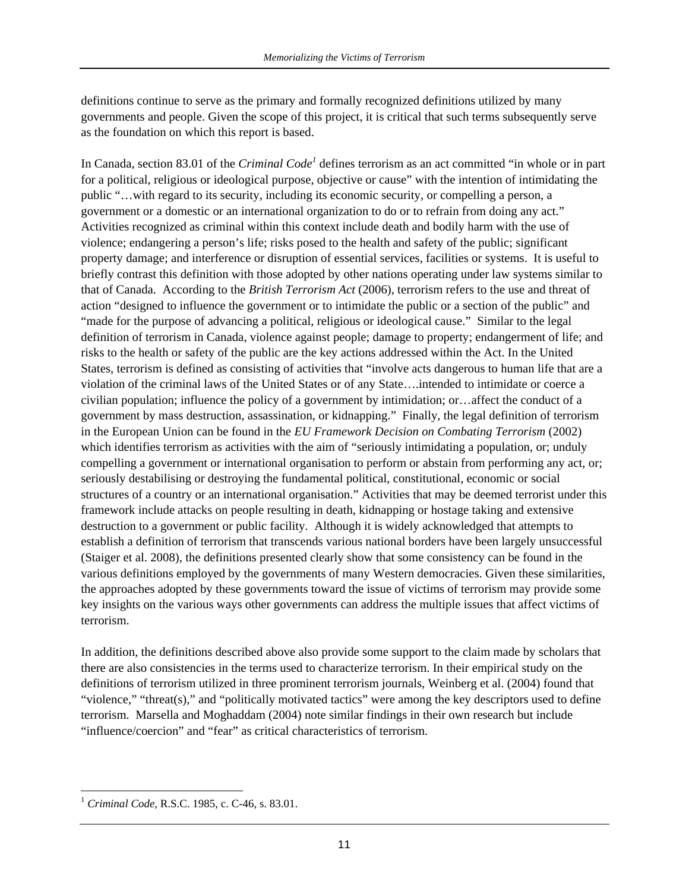definitions continue to serve as the primary and formally recognized definitions utilized by many governments and people. Given the scope of this project, it is critical that such terms subsequently serve as the foundation on which this report is based.

In Canada, section 83.01 of the *Criminal Code*[1] defines terrorism as an act committed "in whole or in part for a political, religious or ideological purpose, objective or cause" with the intention of intimidating the public "…with regard to its security, including its economic security, or compelling a person, a government or a domestic or an international organization to do or to refrain from doing any act." Activities recognized as criminal within this context include death and bodily harm with the use of violence; endangering a person's life; risks posed to the health and safety of the public; significant property damage; and interference or disruption of essential services, facilities or systems. It is useful to briefly contrast this definition with those adopted by other nations operating under law systems similar to that of Canada. According to the *British Terrorism Act* (2006), terrorism refers to the use and threat of action "designed to influence the government or to intimidate the public or a section of the public" and "made for the purpose of advancing a political, religious or ideological cause." Similar to the legal definition of terrorism in Canada, violence against people; damage to property; endangerment of life; and risks to the health or safety of the public are the key actions addressed within the Act. In the United States, terrorism is defined as consisting of activities that "involve acts dangerous to human life that are a violation of the criminal laws of the United States or of any State….intended to intimidate or coerce a civilian population; influence the policy of a government by intimidation; or…affect the conduct of a government by mass destruction, assassination, or kidnapping." Finally, the legal definition of terrorism in the European Union can be found in the *EU Framework Decision on Combating Terrorism* (2002) which identifies terrorism as activities with the aim of "seriously intimidating a population, or; unduly compelling a government or international organisation to perform or abstain from performing any act, or; seriously destabilising or destroying the fundamental political, constitutional, economic or social structures of a country or an international organisation." Activities that may be deemed terrorist under this framework include attacks on people resulting in death, kidnapping or hostage taking and extensive destruction to a government or public facility. Although it is widely acknowledged that attempts to establish a definition of terrorism that transcends various national borders have been largely unsuccessful (Staiger et al. 2008), the definitions presented clearly show that some consistency can be found in the various definitions employed by the governments of many Western democracies. Given these similarities, the approaches adopted by these governments toward the issue of victims of terrorism may provide some key insights on the various ways other governments can address the multiple issues that affect victims of terrorism.

In addition, the definitions described above also provide some support to the claim made by scholars that there are also consistencies in the terms used to characterize terrorism. In their empirical study on the definitions of terrorism utilized in three prominent terrorism journals, Weinberg et al. (2004) found that "violence," "threat(s)," and "politically motivated tactics" were among the key descriptors used to define terrorism. Marsella and Moghaddam (2004) note similar findings in their own research but include "influence/coercion" and "fear" as critical characteristics of terrorism.

[1] *Criminal Code*, R.S.C. 1985, c. C-46, s. 83.01.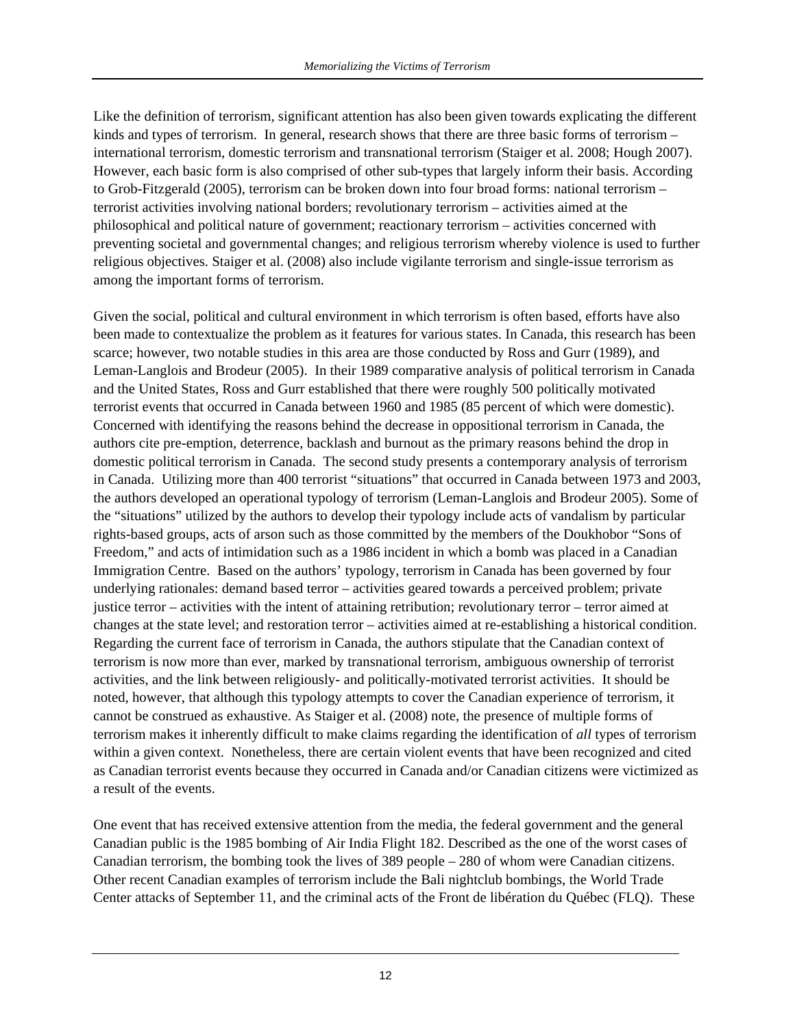Like the definition of terrorism, significant attention has also been given towards explicating the different kinds and types of terrorism. In general, research shows that there are three basic forms of terrorism – international terrorism, domestic terrorism and transnational terrorism (Staiger et al. 2008; Hough 2007). However, each basic form is also comprised of other sub-types that largely inform their basis. According to Grob-Fitzgerald (2005), terrorism can be broken down into four broad forms: national terrorism – terrorist activities involving national borders; revolutionary terrorism – activities aimed at the philosophical and political nature of government; reactionary terrorism – activities concerned with preventing societal and governmental changes; and religious terrorism whereby violence is used to further religious objectives. Staiger et al. (2008) also include vigilante terrorism and single-issue terrorism as among the important forms of terrorism.

Given the social, political and cultural environment in which terrorism is often based, efforts have also been made to contextualize the problem as it features for various states. In Canada, this research has been scarce; however, two notable studies in this area are those conducted by Ross and Gurr (1989), and Leman-Langlois and Brodeur (2005). In their 1989 comparative analysis of political terrorism in Canada and the United States, Ross and Gurr established that there were roughly 500 politically motivated terrorist events that occurred in Canada between 1960 and 1985 (85 percent of which were domestic). Concerned with identifying the reasons behind the decrease in oppositional terrorism in Canada, the authors cite pre-emption, deterrence, backlash and burnout as the primary reasons behind the drop in domestic political terrorism in Canada. The second study presents a contemporary analysis of terrorism in Canada. Utilizing more than 400 terrorist "situations" that occurred in Canada between 1973 and 2003, the authors developed an operational typology of terrorism (Leman-Langlois and Brodeur 2005). Some of the "situations" utilized by the authors to develop their typology include acts of vandalism by particular rights-based groups, acts of arson such as those committed by the members of the Doukhobor "Sons of Freedom," and acts of intimidation such as a 1986 incident in which a bomb was placed in a Canadian Immigration Centre. Based on the authors' typology, terrorism in Canada has been governed by four underlying rationales: demand based terror – activities geared towards a perceived problem; private justice terror – activities with the intent of attaining retribution; revolutionary terror – terror aimed at changes at the state level; and restoration terror – activities aimed at re-establishing a historical condition. Regarding the current face of terrorism in Canada, the authors stipulate that the Canadian context of terrorism is now more than ever, marked by transnational terrorism, ambiguous ownership of terrorist activities, and the link between religiously- and politically-motivated terrorist activities. It should be noted, however, that although this typology attempts to cover the Canadian experience of terrorism, it cannot be construed as exhaustive. As Staiger et al. (2008) note, the presence of multiple forms of terrorism makes it inherently difficult to make claims regarding the identification of *all* types of terrorism within a given context. Nonetheless, there are certain violent events that have been recognized and cited as Canadian terrorist events because they occurred in Canada and/or Canadian citizens were victimized as a result of the events.

One event that has received extensive attention from the media, the federal government and the general Canadian public is the 1985 bombing of Air India Flight 182. Described as the one of the worst cases of Canadian terrorism, the bombing took the lives of 389 people – 280 of whom were Canadian citizens. Other recent Canadian examples of terrorism include the Bali nightclub bombings, the World Trade Center attacks of September 11, and the criminal acts of the Front de libération du Québec (FLQ). These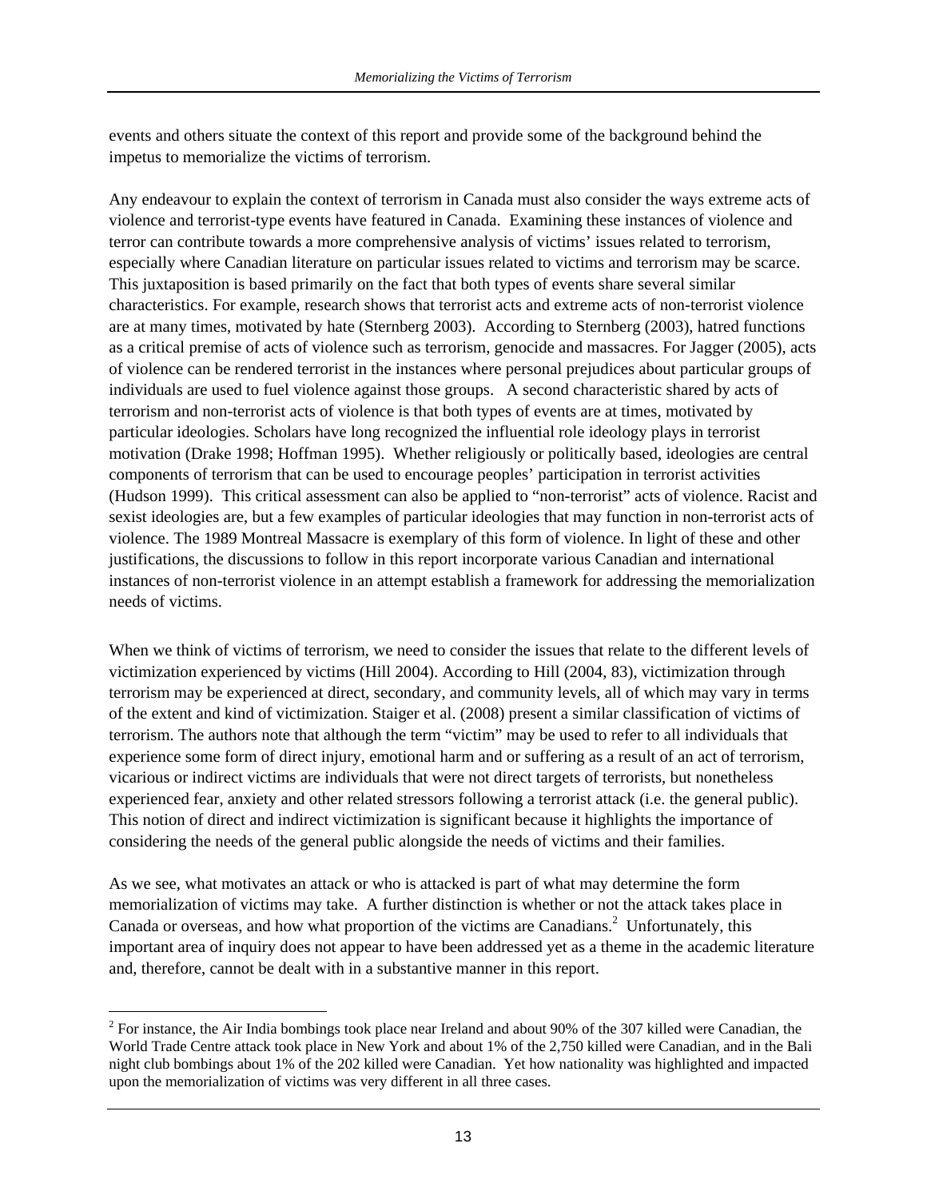events and others situate the context of this report and provide some of the background behind the impetus to memorialize the victims of terrorism.

Any endeavour to explain the context of terrorism in Canada must also consider the ways extreme acts of violence and terrorist-type events have featured in Canada. Examining these instances of violence and terror can contribute towards a more comprehensive analysis of victims' issues related to terrorism, especially where Canadian literature on particular issues related to victims and terrorism may be scarce. This juxtaposition is based primarily on the fact that both types of events share several similar characteristics. For example, research shows that terrorist acts and extreme acts of non-terrorist violence are at many times, motivated by hate (Sternberg 2003). According to Sternberg (2003), hatred functions as a critical premise of acts of violence such as terrorism, genocide and massacres. For Jagger (2005), acts of violence can be rendered terrorist in the instances where personal prejudices about particular groups of individuals are used to fuel violence against those groups. A second characteristic shared by acts of terrorism and non-terrorist acts of violence is that both types of events are at times, motivated by particular ideologies. Scholars have long recognized the influential role ideology plays in terrorist motivation (Drake 1998; Hoffman 1995). Whether religiously or politically based, ideologies are central components of terrorism that can be used to encourage peoples' participation in terrorist activities (Hudson 1999). This critical assessment can also be applied to "non-terrorist" acts of violence. Racist and sexist ideologies are, but a few examples of particular ideologies that may function in non-terrorist acts of violence. The 1989 Montreal Massacre is exemplary of this form of violence. In light of these and other justifications, the discussions to follow in this report incorporate various Canadian and international instances of non-terrorist violence in an attempt establish a framework for addressing the memorialization needs of victims.

When we think of victims of terrorism, we need to consider the issues that relate to the different levels of victimization experienced by victims (Hill 2004). According to Hill (2004, 83), victimization through terrorism may be experienced at direct, secondary, and community levels, all of which may vary in terms of the extent and kind of victimization. Staiger et al. (2008) present a similar classification of victims of terrorism. The authors note that although the term "victim" may be used to refer to all individuals that experience some form of direct injury, emotional harm and or suffering as a result of an act of terrorism, vicarious or indirect victims are individuals that were not direct targets of terrorists, but nonetheless experienced fear, anxiety and other related stressors following a terrorist attack (i.e. the general public). This notion of direct and indirect victimization is significant because it highlights the importance of considering the needs of the general public alongside the needs of victims and their families.

As we see, what motivates an attack or who is attacked is part of what may determine the form memorialization of victims may take. A further distinction is whether or not the attack takes place in Canada or overseas, and how what proportion of the victims are Canadians.[2] Unfortunately, this important area of inquiry does not appear to have been addressed yet as a theme in the academic literature and, therefore, cannot be dealt with in a substantive manner in this report.

---

[2] For instance, the Air India bombings took place near Ireland and about 90% of the 307 killed were Canadian, the World Trade Centre attack took place in New York and about 1% of the 2,750 killed were Canadian, and in the Bali night club bombings about 1% of the 202 killed were Canadian. Yet how nationality was highlighted and impacted upon the memorialization of victims was very different in all three cases.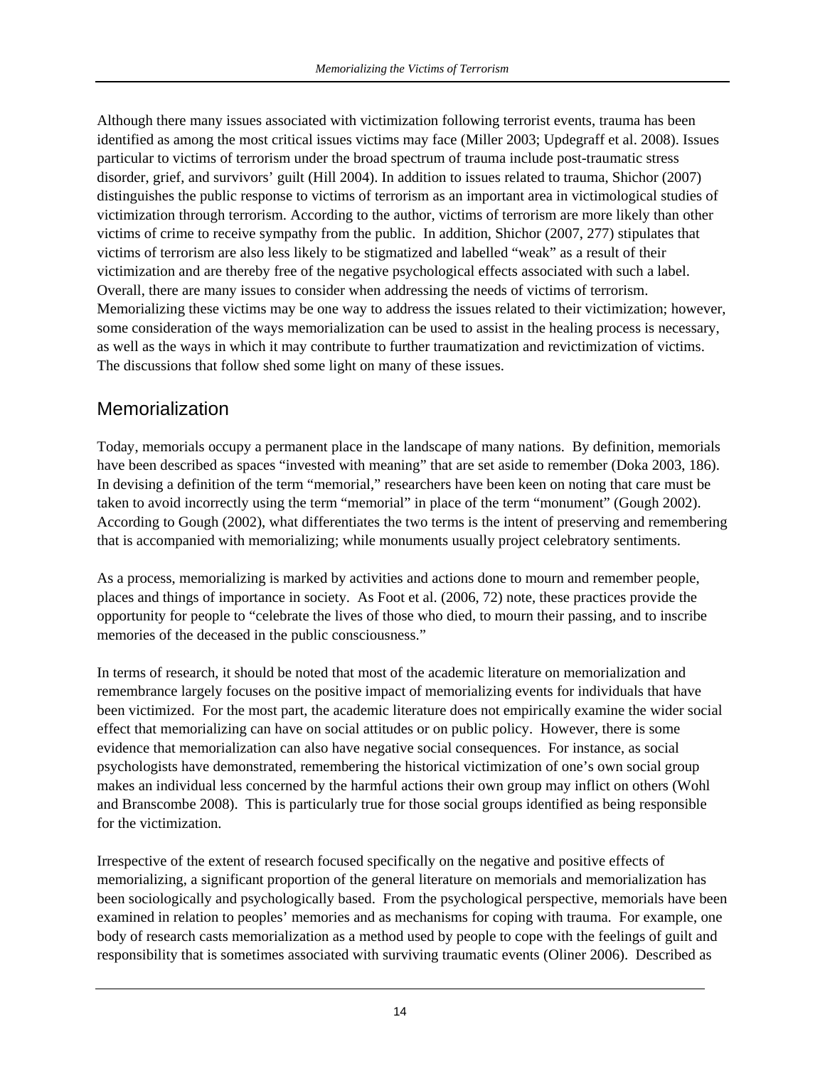Although there many issues associated with victimization following terrorist events, trauma has been identified as among the most critical issues victims may face (Miller 2003; Updegraff et al. 2008). Issues particular to victims of terrorism under the broad spectrum of trauma include post-traumatic stress disorder, grief, and survivors' guilt (Hill 2004). In addition to issues related to trauma, Shichor (2007) distinguishes the public response to victims of terrorism as an important area in victimological studies of victimization through terrorism. According to the author, victims of terrorism are more likely than other victims of crime to receive sympathy from the public. In addition, Shichor (2007, 277) stipulates that victims of terrorism are also less likely to be stigmatized and labelled "weak" as a result of their victimization and are thereby free of the negative psychological effects associated with such a label. Overall, there are many issues to consider when addressing the needs of victims of terrorism. Memorializing these victims may be one way to address the issues related to their victimization; however, some consideration of the ways memorialization can be used to assist in the healing process is necessary, as well as the ways in which it may contribute to further traumatization and revictimization of victims. The discussions that follow shed some light on many of these issues.

## Memorialization

Today, memorials occupy a permanent place in the landscape of many nations. By definition, memorials have been described as spaces "invested with meaning" that are set aside to remember (Doka 2003, 186). In devising a definition of the term "memorial," researchers have been keen on noting that care must be taken to avoid incorrectly using the term "memorial" in place of the term "monument" (Gough 2002). According to Gough (2002), what differentiates the two terms is the intent of preserving and remembering that is accompanied with memorializing; while monuments usually project celebratory sentiments.

As a process, memorializing is marked by activities and actions done to mourn and remember people, places and things of importance in society. As Foot et al. (2006, 72) note, these practices provide the opportunity for people to "celebrate the lives of those who died, to mourn their passing, and to inscribe memories of the deceased in the public consciousness."

In terms of research, it should be noted that most of the academic literature on memorialization and remembrance largely focuses on the positive impact of memorializing events for individuals that have been victimized. For the most part, the academic literature does not empirically examine the wider social effect that memorializing can have on social attitudes or on public policy. However, there is some evidence that memorialization can also have negative social consequences. For instance, as social psychologists have demonstrated, remembering the historical victimization of one's own social group makes an individual less concerned by the harmful actions their own group may inflict on others (Wohl and Branscombe 2008). This is particularly true for those social groups identified as being responsible for the victimization.

Irrespective of the extent of research focused specifically on the negative and positive effects of memorializing, a significant proportion of the general literature on memorials and memorialization has been sociologically and psychologically based. From the psychological perspective, memorials have been examined in relation to peoples' memories and as mechanisms for coping with trauma. For example, one body of research casts memorialization as a method used by people to cope with the feelings of guilt and responsibility that is sometimes associated with surviving traumatic events (Oliner 2006). Described as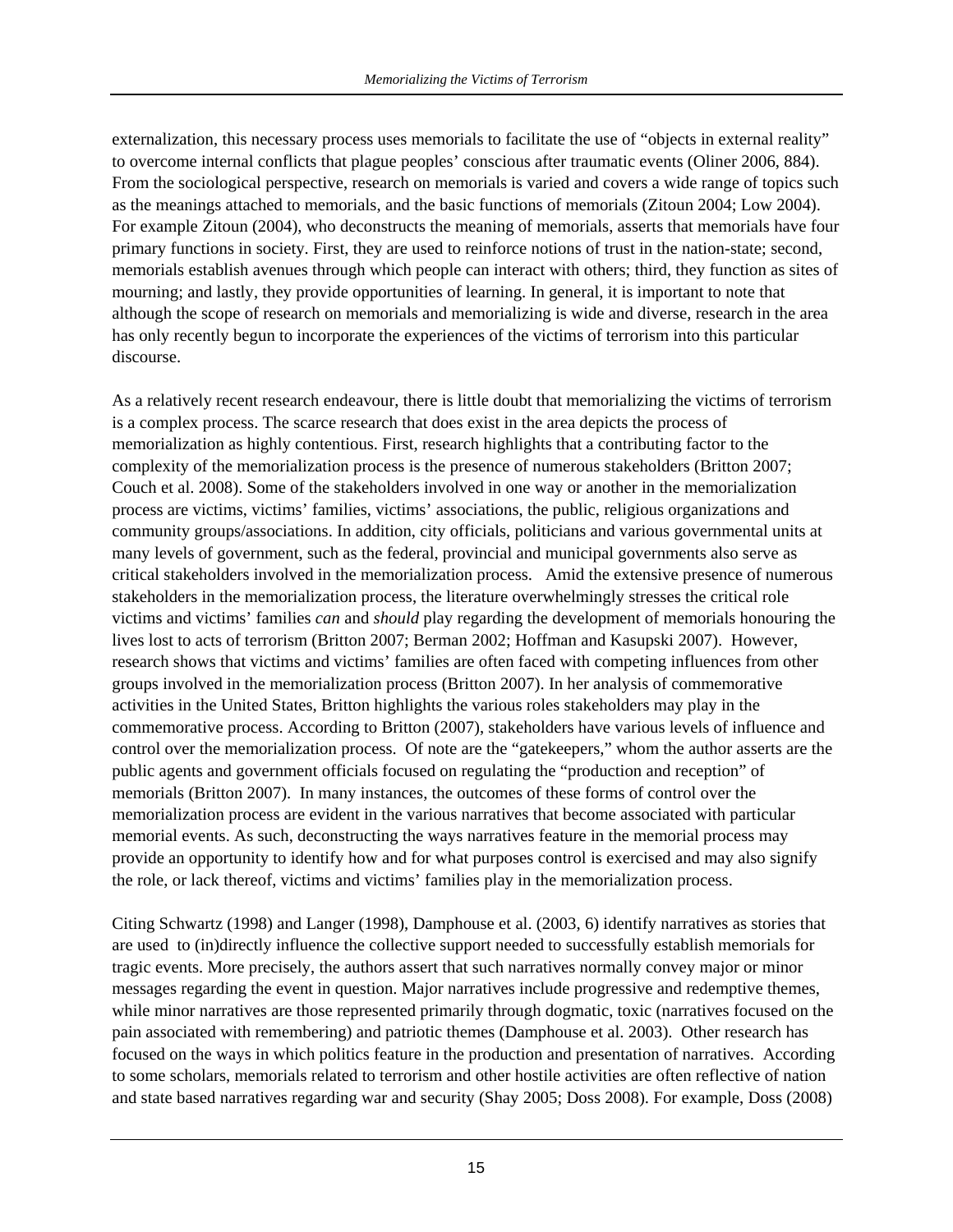externalization, this necessary process uses memorials to facilitate the use of "objects in external reality" to overcome internal conflicts that plague peoples' conscious after traumatic events (Oliner 2006, 884). From the sociological perspective, research on memorials is varied and covers a wide range of topics such as the meanings attached to memorials, and the basic functions of memorials (Zitoun 2004; Low 2004). For example Zitoun (2004), who deconstructs the meaning of memorials, asserts that memorials have four primary functions in society. First, they are used to reinforce notions of trust in the nation-state; second, memorials establish avenues through which people can interact with others; third, they function as sites of mourning; and lastly, they provide opportunities of learning. In general, it is important to note that although the scope of research on memorials and memorializing is wide and diverse, research in the area has only recently begun to incorporate the experiences of the victims of terrorism into this particular discourse.

As a relatively recent research endeavour, there is little doubt that memorializing the victims of terrorism is a complex process. The scarce research that does exist in the area depicts the process of memorialization as highly contentious. First, research highlights that a contributing factor to the complexity of the memorialization process is the presence of numerous stakeholders (Britton 2007; Couch et al. 2008). Some of the stakeholders involved in one way or another in the memorialization process are victims, victims' families, victims' associations, the public, religious organizations and community groups/associations. In addition, city officials, politicians and various governmental units at many levels of government, such as the federal, provincial and municipal governments also serve as critical stakeholders involved in the memorialization process. Amid the extensive presence of numerous stakeholders in the memorialization process, the literature overwhelmingly stresses the critical role victims and victims' families *can* and *should* play regarding the development of memorials honouring the lives lost to acts of terrorism (Britton 2007; Berman 2002; Hoffman and Kasupski 2007). However, research shows that victims and victims' families are often faced with competing influences from other groups involved in the memorialization process (Britton 2007). In her analysis of commemorative activities in the United States, Britton highlights the various roles stakeholders may play in the commemorative process. According to Britton (2007), stakeholders have various levels of influence and control over the memorialization process. Of note are the "gatekeepers," whom the author asserts are the public agents and government officials focused on regulating the "production and reception" of memorials (Britton 2007). In many instances, the outcomes of these forms of control over the memorialization process are evident in the various narratives that become associated with particular memorial events. As such, deconstructing the ways narratives feature in the memorial process may provide an opportunity to identify how and for what purposes control is exercised and may also signify the role, or lack thereof, victims and victims' families play in the memorialization process.

Citing Schwartz (1998) and Langer (1998), Damphouse et al. (2003, 6) identify narratives as stories that are used to (in)directly influence the collective support needed to successfully establish memorials for tragic events. More precisely, the authors assert that such narratives normally convey major or minor messages regarding the event in question. Major narratives include progressive and redemptive themes, while minor narratives are those represented primarily through dogmatic, toxic (narratives focused on the pain associated with remembering) and patriotic themes (Damphouse et al. 2003). Other research has focused on the ways in which politics feature in the production and presentation of narratives. According to some scholars, memorials related to terrorism and other hostile activities are often reflective of nation and state based narratives regarding war and security (Shay 2005; Doss 2008). For example, Doss (2008)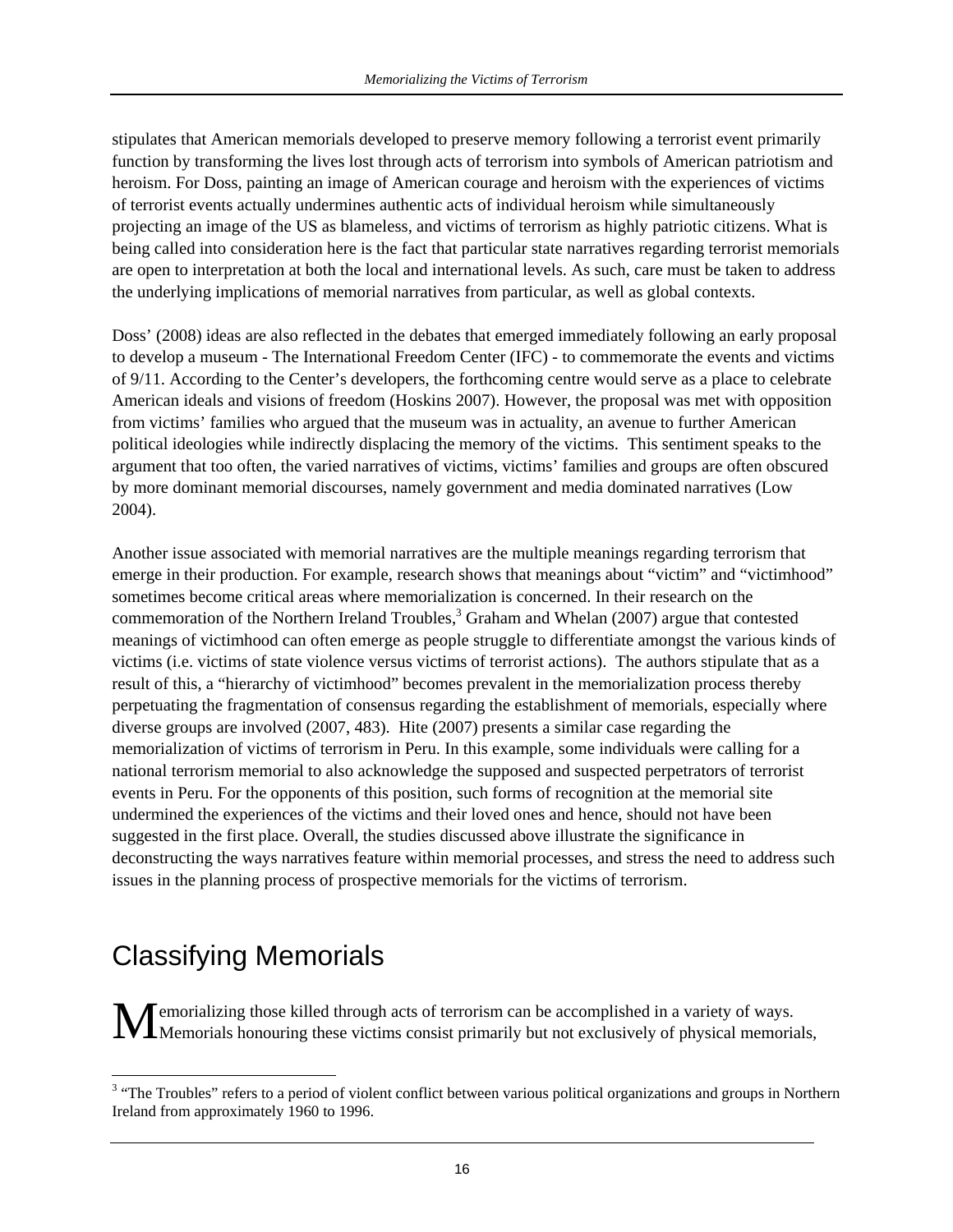stipulates that American memorials developed to preserve memory following a terrorist event primarily function by transforming the lives lost through acts of terrorism into symbols of American patriotism and heroism. For Doss, painting an image of American courage and heroism with the experiences of victims of terrorist events actually undermines authentic acts of individual heroism while simultaneously projecting an image of the US as blameless, and victims of terrorism as highly patriotic citizens. What is being called into consideration here is the fact that particular state narratives regarding terrorist memorials are open to interpretation at both the local and international levels. As such, care must be taken to address the underlying implications of memorial narratives from particular, as well as global contexts.

Doss' (2008) ideas are also reflected in the debates that emerged immediately following an early proposal to develop a museum - The International Freedom Center (IFC) - to commemorate the events and victims of 9/11. According to the Center's developers, the forthcoming centre would serve as a place to celebrate American ideals and visions of freedom (Hoskins 2007). However, the proposal was met with opposition from victims' families who argued that the museum was in actuality, an avenue to further American political ideologies while indirectly displacing the memory of the victims. This sentiment speaks to the argument that too often, the varied narratives of victims, victims' families and groups are often obscured by more dominant memorial discourses, namely government and media dominated narratives (Low 2004).

Another issue associated with memorial narratives are the multiple meanings regarding terrorism that emerge in their production. For example, research shows that meanings about "victim" and "victimhood" sometimes become critical areas where memorialization is concerned. In their research on the commemoration of the Northern Ireland Troubles,[3] Graham and Whelan (2007) argue that contested meanings of victimhood can often emerge as people struggle to differentiate amongst the various kinds of victims (i.e. victims of state violence versus victims of terrorist actions). The authors stipulate that as a result of this, a "hierarchy of victimhood" becomes prevalent in the memorialization process thereby perpetuating the fragmentation of consensus regarding the establishment of memorials, especially where diverse groups are involved (2007, 483). Hite (2007) presents a similar case regarding the memorialization of victims of terrorism in Peru. In this example, some individuals were calling for a national terrorism memorial to also acknowledge the supposed and suspected perpetrators of terrorist events in Peru. For the opponents of this position, such forms of recognition at the memorial site undermined the experiences of the victims and their loved ones and hence, should not have been suggested in the first place. Overall, the studies discussed above illustrate the significance in deconstructing the ways narratives feature within memorial processes, and stress the need to address such issues in the planning process of prospective memorials for the victims of terrorism.

# Classifying Memorials

Memorializing those killed through acts of terrorism can be accomplished in a variety of ways. Memorials honouring these victims consist primarily but not exclusively of physical memorials,

[3] "The Troubles" refers to a period of violent conflict between various political organizations and groups in Northern Ireland from approximately 1960 to 1996.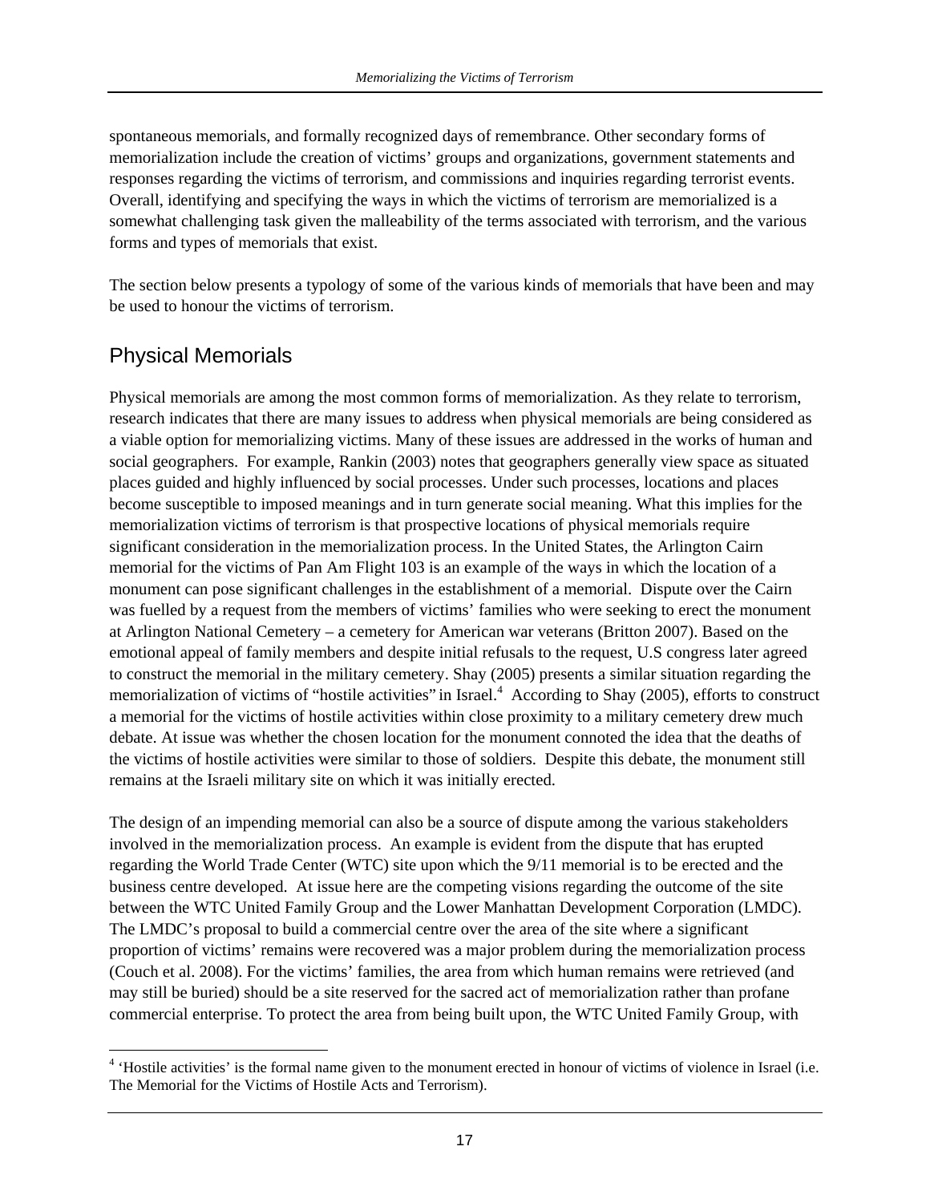spontaneous memorials, and formally recognized days of remembrance. Other secondary forms of memorialization include the creation of victims' groups and organizations, government statements and responses regarding the victims of terrorism, and commissions and inquiries regarding terrorist events. Overall, identifying and specifying the ways in which the victims of terrorism are memorialized is a somewhat challenging task given the malleability of the terms associated with terrorism, and the various forms and types of memorials that exist.

The section below presents a typology of some of the various kinds of memorials that have been and may be used to honour the victims of terrorism.

## Physical Memorials

Physical memorials are among the most common forms of memorialization. As they relate to terrorism, research indicates that there are many issues to address when physical memorials are being considered as a viable option for memorializing victims. Many of these issues are addressed in the works of human and social geographers. For example, Rankin (2003) notes that geographers generally view space as situated places guided and highly influenced by social processes. Under such processes, locations and places become susceptible to imposed meanings and in turn generate social meaning. What this implies for the memorialization victims of terrorism is that prospective locations of physical memorials require significant consideration in the memorialization process. In the United States, the Arlington Cairn memorial for the victims of Pan Am Flight 103 is an example of the ways in which the location of a monument can pose significant challenges in the establishment of a memorial. Dispute over the Cairn was fuelled by a request from the members of victims' families who were seeking to erect the monument at Arlington National Cemetery – a cemetery for American war veterans (Britton 2007). Based on the emotional appeal of family members and despite initial refusals to the request, U.S congress later agreed to construct the memorial in the military cemetery. Shay (2005) presents a similar situation regarding the memorialization of victims of "hostile activities" in Israel.[4] According to Shay (2005), efforts to construct a memorial for the victims of hostile activities within close proximity to a military cemetery drew much debate. At issue was whether the chosen location for the monument connoted the idea that the deaths of the victims of hostile activities were similar to those of soldiers. Despite this debate, the monument still remains at the Israeli military site on which it was initially erected.

The design of an impending memorial can also be a source of dispute among the various stakeholders involved in the memorialization process. An example is evident from the dispute that has erupted regarding the World Trade Center (WTC) site upon which the 9/11 memorial is to be erected and the business centre developed. At issue here are the competing visions regarding the outcome of the site between the WTC United Family Group and the Lower Manhattan Development Corporation (LMDC). The LMDC's proposal to build a commercial centre over the area of the site where a significant proportion of victims' remains were recovered was a major problem during the memorialization process (Couch et al. 2008). For the victims' families, the area from which human remains were retrieved (and may still be buried) should be a site reserved for the sacred act of memorialization rather than profane commercial enterprise. To protect the area from being built upon, the WTC United Family Group, with

[4] 'Hostile activities' is the formal name given to the monument erected in honour of victims of violence in Israel (i.e. The Memorial for the Victims of Hostile Acts and Terrorism).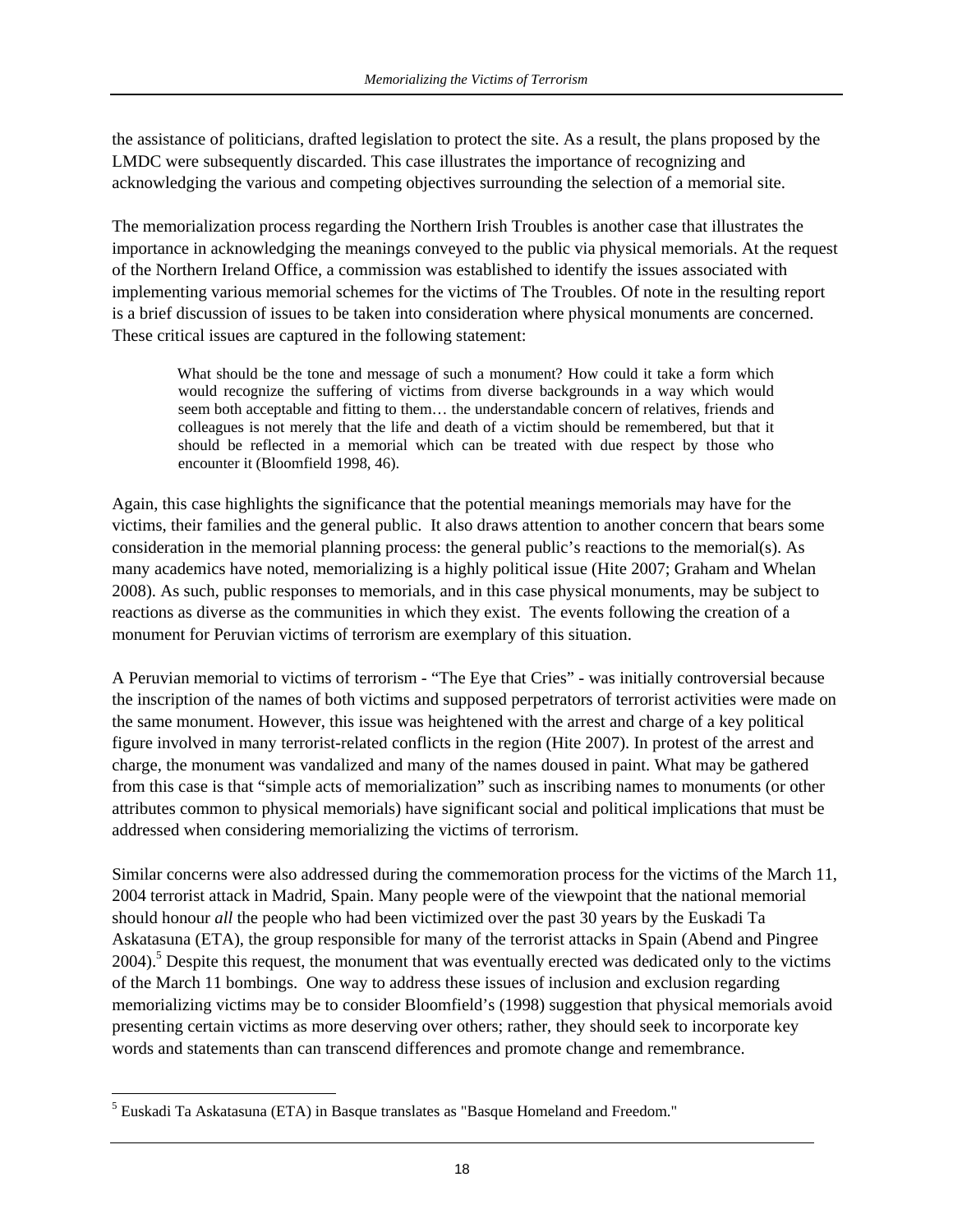the assistance of politicians, drafted legislation to protect the site. As a result, the plans proposed by the LMDC were subsequently discarded. This case illustrates the importance of recognizing and acknowledging the various and competing objectives surrounding the selection of a memorial site.

The memorialization process regarding the Northern Irish Troubles is another case that illustrates the importance in acknowledging the meanings conveyed to the public via physical memorials. At the request of the Northern Ireland Office, a commission was established to identify the issues associated with implementing various memorial schemes for the victims of The Troubles. Of note in the resulting report is a brief discussion of issues to be taken into consideration where physical monuments are concerned. These critical issues are captured in the following statement:

> What should be the tone and message of such a monument? How could it take a form which would recognize the suffering of victims from diverse backgrounds in a way which would seem both acceptable and fitting to them… the understandable concern of relatives, friends and colleagues is not merely that the life and death of a victim should be remembered, but that it should be reflected in a memorial which can be treated with due respect by those who encounter it (Bloomfield 1998, 46).

Again, this case highlights the significance that the potential meanings memorials may have for the victims, their families and the general public. It also draws attention to another concern that bears some consideration in the memorial planning process: the general public's reactions to the memorial(s). As many academics have noted, memorializing is a highly political issue (Hite 2007; Graham and Whelan 2008). As such, public responses to memorials, and in this case physical monuments, may be subject to reactions as diverse as the communities in which they exist. The events following the creation of a monument for Peruvian victims of terrorism are exemplary of this situation.

A Peruvian memorial to victims of terrorism - "The Eye that Cries" - was initially controversial because the inscription of the names of both victims and supposed perpetrators of terrorist activities were made on the same monument. However, this issue was heightened with the arrest and charge of a key political figure involved in many terrorist-related conflicts in the region (Hite 2007). In protest of the arrest and charge, the monument was vandalized and many of the names doused in paint. What may be gathered from this case is that "simple acts of memorialization" such as inscribing names to monuments (or other attributes common to physical memorials) have significant social and political implications that must be addressed when considering memorializing the victims of terrorism.

Similar concerns were also addressed during the commemoration process for the victims of the March 11, 2004 terrorist attack in Madrid, Spain. Many people were of the viewpoint that the national memorial should honour *all* the people who had been victimized over the past 30 years by the Euskadi Ta Askatasuna (ETA), the group responsible for many of the terrorist attacks in Spain (Abend and Pingree 2004).[5] Despite this request, the monument that was eventually erected was dedicated only to the victims of the March 11 bombings. One way to address these issues of inclusion and exclusion regarding memorializing victims may be to consider Bloomfield's (1998) suggestion that physical memorials avoid presenting certain victims as more deserving over others; rather, they should seek to incorporate key words and statements than can transcend differences and promote change and remembrance.

---

[5] Euskadi Ta Askatasuna (ETA) in Basque translates as "Basque Homeland and Freedom."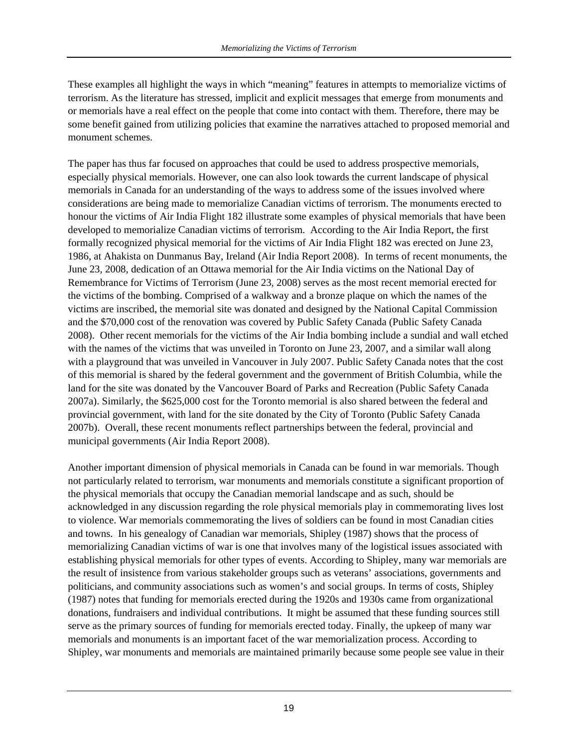These examples all highlight the ways in which "meaning" features in attempts to memorialize victims of terrorism. As the literature has stressed, implicit and explicit messages that emerge from monuments and or memorials have a real effect on the people that come into contact with them. Therefore, there may be some benefit gained from utilizing policies that examine the narratives attached to proposed memorial and monument schemes.

The paper has thus far focused on approaches that could be used to address prospective memorials, especially physical memorials. However, one can also look towards the current landscape of physical memorials in Canada for an understanding of the ways to address some of the issues involved where considerations are being made to memorialize Canadian victims of terrorism. The monuments erected to honour the victims of Air India Flight 182 illustrate some examples of physical memorials that have been developed to memorialize Canadian victims of terrorism. According to the Air India Report, the first formally recognized physical memorial for the victims of Air India Flight 182 was erected on June 23, 1986, at Ahakista on Dunmanus Bay, Ireland (Air India Report 2008). In terms of recent monuments, the June 23, 2008, dedication of an Ottawa memorial for the Air India victims on the National Day of Remembrance for Victims of Terrorism (June 23, 2008) serves as the most recent memorial erected for the victims of the bombing. Comprised of a walkway and a bronze plaque on which the names of the victims are inscribed, the memorial site was donated and designed by the National Capital Commission and the $70,000 cost of the renovation was covered by Public Safety Canada (Public Safety Canada 2008). Other recent memorials for the victims of the Air India bombing include a sundial and wall etched with the names of the victims that was unveiled in Toronto on June 23, 2007, and a similar wall along with a playground that was unveiled in Vancouver in July 2007. Public Safety Canada notes that the cost of this memorial is shared by the federal government and the government of British Columbia, while the land for the site was donated by the Vancouver Board of Parks and Recreation (Public Safety Canada 2007a). Similarly, the $625,000 cost for the Toronto memorial is also shared between the federal and provincial government, with land for the site donated by the City of Toronto (Public Safety Canada 2007b). Overall, these recent monuments reflect partnerships between the federal, provincial and municipal governments (Air India Report 2008).

Another important dimension of physical memorials in Canada can be found in war memorials. Though not particularly related to terrorism, war monuments and memorials constitute a significant proportion of the physical memorials that occupy the Canadian memorial landscape and as such, should be acknowledged in any discussion regarding the role physical memorials play in commemorating lives lost to violence. War memorials commemorating the lives of soldiers can be found in most Canadian cities and towns. In his genealogy of Canadian war memorials, Shipley (1987) shows that the process of memorializing Canadian victims of war is one that involves many of the logistical issues associated with establishing physical memorials for other types of events. According to Shipley, many war memorials are the result of insistence from various stakeholder groups such as veterans' associations, governments and politicians, and community associations such as women's and social groups. In terms of costs, Shipley (1987) notes that funding for memorials erected during the 1920s and 1930s came from organizational donations, fundraisers and individual contributions. It might be assumed that these funding sources still serve as the primary sources of funding for memorials erected today. Finally, the upkeep of many war memorials and monuments is an important facet of the war memorialization process. According to Shipley, war monuments and memorials are maintained primarily because some people see value in their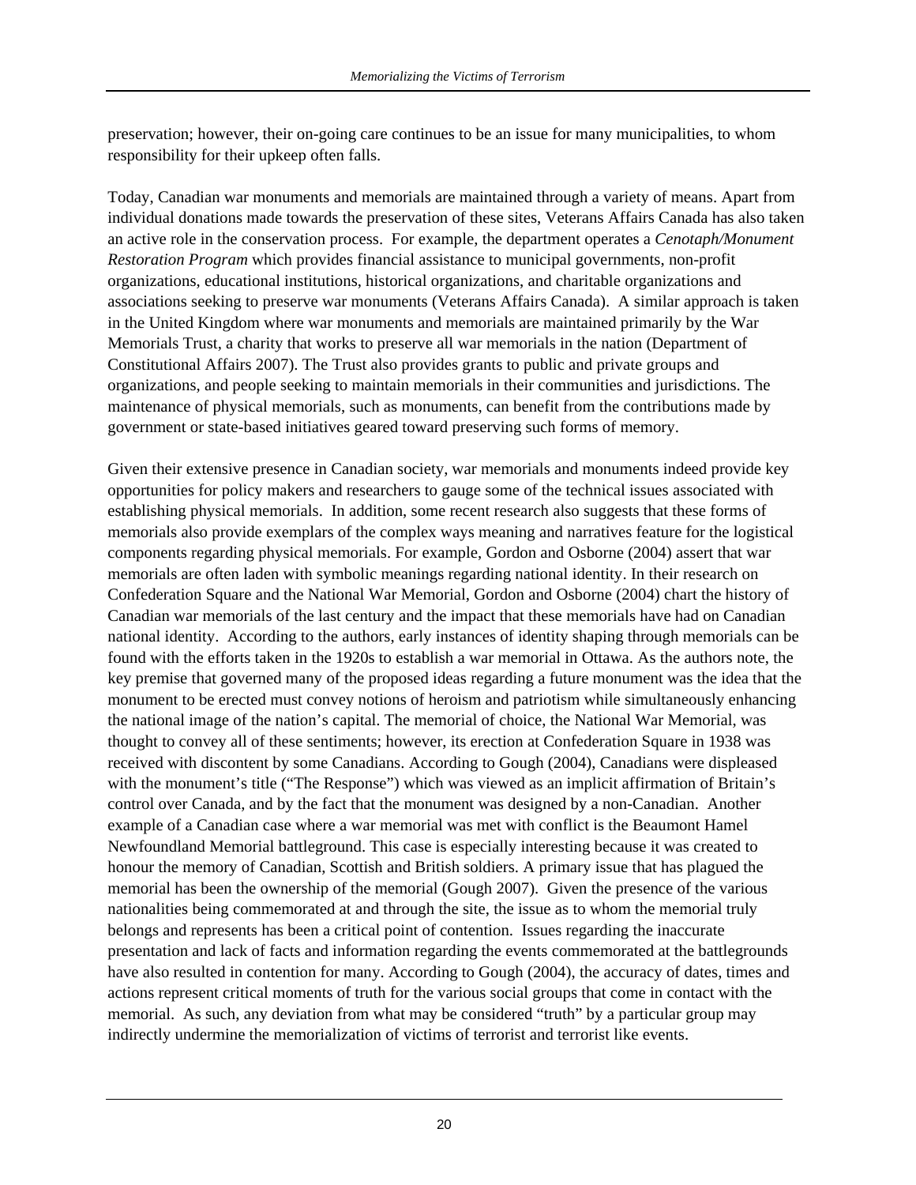preservation; however, their on-going care continues to be an issue for many municipalities, to whom responsibility for their upkeep often falls.

Today, Canadian war monuments and memorials are maintained through a variety of means. Apart from individual donations made towards the preservation of these sites, Veterans Affairs Canada has also taken an active role in the conservation process. For example, the department operates a *Cenotaph/Monument Restoration Program* which provides financial assistance to municipal governments, non-profit organizations, educational institutions, historical organizations, and charitable organizations and associations seeking to preserve war monuments (Veterans Affairs Canada). A similar approach is taken in the United Kingdom where war monuments and memorials are maintained primarily by the War Memorials Trust, a charity that works to preserve all war memorials in the nation (Department of Constitutional Affairs 2007). The Trust also provides grants to public and private groups and organizations, and people seeking to maintain memorials in their communities and jurisdictions. The maintenance of physical memorials, such as monuments, can benefit from the contributions made by government or state-based initiatives geared toward preserving such forms of memory.

Given their extensive presence in Canadian society, war memorials and monuments indeed provide key opportunities for policy makers and researchers to gauge some of the technical issues associated with establishing physical memorials. In addition, some recent research also suggests that these forms of memorials also provide exemplars of the complex ways meaning and narratives feature for the logistical components regarding physical memorials. For example, Gordon and Osborne (2004) assert that war memorials are often laden with symbolic meanings regarding national identity. In their research on Confederation Square and the National War Memorial, Gordon and Osborne (2004) chart the history of Canadian war memorials of the last century and the impact that these memorials have had on Canadian national identity. According to the authors, early instances of identity shaping through memorials can be found with the efforts taken in the 1920s to establish a war memorial in Ottawa. As the authors note, the key premise that governed many of the proposed ideas regarding a future monument was the idea that the monument to be erected must convey notions of heroism and patriotism while simultaneously enhancing the national image of the nation's capital. The memorial of choice, the National War Memorial, was thought to convey all of these sentiments; however, its erection at Confederation Square in 1938 was received with discontent by some Canadians. According to Gough (2004), Canadians were displeased with the monument's title ("The Response") which was viewed as an implicit affirmation of Britain's control over Canada, and by the fact that the monument was designed by a non-Canadian. Another example of a Canadian case where a war memorial was met with conflict is the Beaumont Hamel Newfoundland Memorial battleground. This case is especially interesting because it was created to honour the memory of Canadian, Scottish and British soldiers. A primary issue that has plagued the memorial has been the ownership of the memorial (Gough 2007). Given the presence of the various nationalities being commemorated at and through the site, the issue as to whom the memorial truly belongs and represents has been a critical point of contention. Issues regarding the inaccurate presentation and lack of facts and information regarding the events commemorated at the battlegrounds have also resulted in contention for many. According to Gough (2004), the accuracy of dates, times and actions represent critical moments of truth for the various social groups that come in contact with the memorial. As such, any deviation from what may be considered "truth" by a particular group may indirectly undermine the memorialization of victims of terrorist and terrorist like events.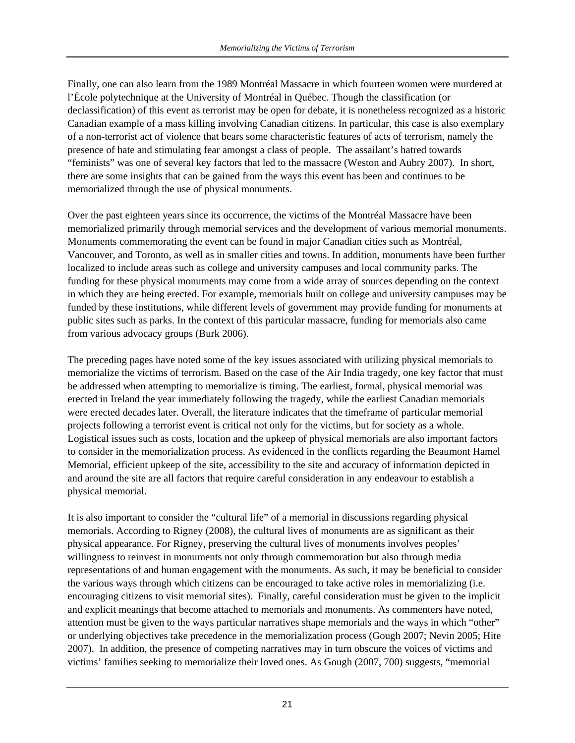Finally, one can also learn from the 1989 Montréal Massacre in which fourteen women were murdered at l'Ècole polytechnique at the University of Montréal in Québec. Though the classification (or declassification) of this event as terrorist may be open for debate, it is nonetheless recognized as a historic Canadian example of a mass killing involving Canadian citizens. In particular, this case is also exemplary of a non-terrorist act of violence that bears some characteristic features of acts of terrorism, namely the presence of hate and stimulating fear amongst a class of people. The assailant's hatred towards "feminists" was one of several key factors that led to the massacre (Weston and Aubry 2007). In short, there are some insights that can be gained from the ways this event has been and continues to be memorialized through the use of physical monuments.

Over the past eighteen years since its occurrence, the victims of the Montréal Massacre have been memorialized primarily through memorial services and the development of various memorial monuments. Monuments commemorating the event can be found in major Canadian cities such as Montréal, Vancouver, and Toronto, as well as in smaller cities and towns. In addition, monuments have been further localized to include areas such as college and university campuses and local community parks. The funding for these physical monuments may come from a wide array of sources depending on the context in which they are being erected. For example, memorials built on college and university campuses may be funded by these institutions, while different levels of government may provide funding for monuments at public sites such as parks. In the context of this particular massacre, funding for memorials also came from various advocacy groups (Burk 2006).

The preceding pages have noted some of the key issues associated with utilizing physical memorials to memorialize the victims of terrorism. Based on the case of the Air India tragedy, one key factor that must be addressed when attempting to memorialize is timing. The earliest, formal, physical memorial was erected in Ireland the year immediately following the tragedy, while the earliest Canadian memorials were erected decades later. Overall, the literature indicates that the timeframe of particular memorial projects following a terrorist event is critical not only for the victims, but for society as a whole. Logistical issues such as costs, location and the upkeep of physical memorials are also important factors to consider in the memorialization process. As evidenced in the conflicts regarding the Beaumont Hamel Memorial, efficient upkeep of the site, accessibility to the site and accuracy of information depicted in and around the site are all factors that require careful consideration in any endeavour to establish a physical memorial.

It is also important to consider the "cultural life" of a memorial in discussions regarding physical memorials. According to Rigney (2008), the cultural lives of monuments are as significant as their physical appearance. For Rigney, preserving the cultural lives of monuments involves peoples' willingness to reinvest in monuments not only through commemoration but also through media representations of and human engagement with the monuments. As such, it may be beneficial to consider the various ways through which citizens can be encouraged to take active roles in memorializing (i.e. encouraging citizens to visit memorial sites). Finally, careful consideration must be given to the implicit and explicit meanings that become attached to memorials and monuments. As commenters have noted, attention must be given to the ways particular narratives shape memorials and the ways in which "other" or underlying objectives take precedence in the memorialization process (Gough 2007; Nevin 2005; Hite 2007). In addition, the presence of competing narratives may in turn obscure the voices of victims and victims' families seeking to memorialize their loved ones. As Gough (2007, 700) suggests, "memorial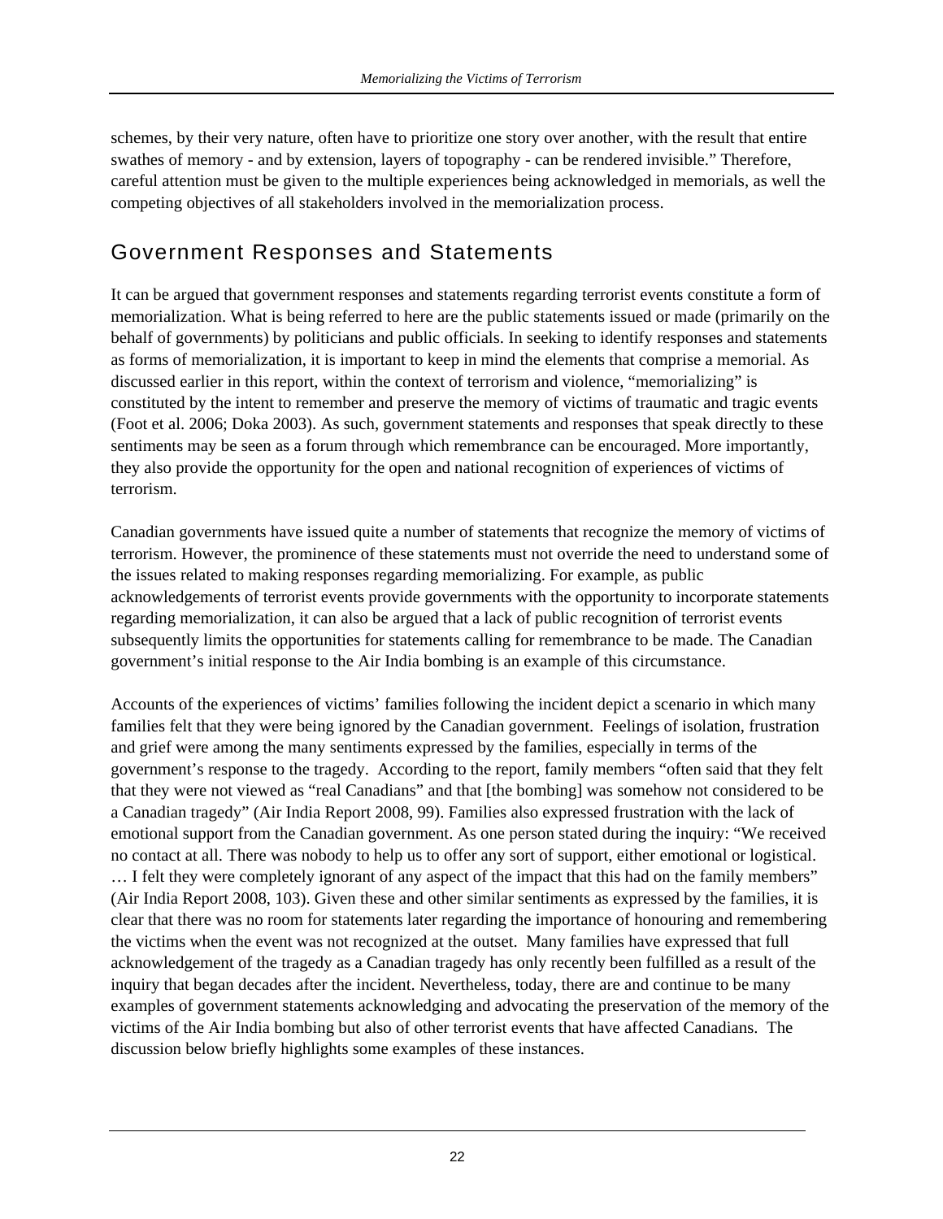schemes, by their very nature, often have to prioritize one story over another, with the result that entire swathes of memory - and by extension, layers of topography - can be rendered invisible." Therefore, careful attention must be given to the multiple experiences being acknowledged in memorials, as well the competing objectives of all stakeholders involved in the memorialization process.

## Government Responses and Statements

It can be argued that government responses and statements regarding terrorist events constitute a form of memorialization. What is being referred to here are the public statements issued or made (primarily on the behalf of governments) by politicians and public officials. In seeking to identify responses and statements as forms of memorialization, it is important to keep in mind the elements that comprise a memorial. As discussed earlier in this report, within the context of terrorism and violence, "memorializing" is constituted by the intent to remember and preserve the memory of victims of traumatic and tragic events (Foot et al. 2006; Doka 2003). As such, government statements and responses that speak directly to these sentiments may be seen as a forum through which remembrance can be encouraged. More importantly, they also provide the opportunity for the open and national recognition of experiences of victims of terrorism.

Canadian governments have issued quite a number of statements that recognize the memory of victims of terrorism. However, the prominence of these statements must not override the need to understand some of the issues related to making responses regarding memorializing. For example, as public acknowledgements of terrorist events provide governments with the opportunity to incorporate statements regarding memorialization, it can also be argued that a lack of public recognition of terrorist events subsequently limits the opportunities for statements calling for remembrance to be made. The Canadian government's initial response to the Air India bombing is an example of this circumstance.

Accounts of the experiences of victims' families following the incident depict a scenario in which many families felt that they were being ignored by the Canadian government. Feelings of isolation, frustration and grief were among the many sentiments expressed by the families, especially in terms of the government's response to the tragedy. According to the report, family members "often said that they felt that they were not viewed as "real Canadians" and that [the bombing] was somehow not considered to be a Canadian tragedy" (Air India Report 2008, 99). Families also expressed frustration with the lack of emotional support from the Canadian government. As one person stated during the inquiry: "We received no contact at all. There was nobody to help us to offer any sort of support, either emotional or logistical. … I felt they were completely ignorant of any aspect of the impact that this had on the family members" (Air India Report 2008, 103). Given these and other similar sentiments as expressed by the families, it is clear that there was no room for statements later regarding the importance of honouring and remembering the victims when the event was not recognized at the outset. Many families have expressed that full acknowledgement of the tragedy as a Canadian tragedy has only recently been fulfilled as a result of the inquiry that began decades after the incident. Nevertheless, today, there are and continue to be many examples of government statements acknowledging and advocating the preservation of the memory of the victims of the Air India bombing but also of other terrorist events that have affected Canadians. The discussion below briefly highlights some examples of these instances.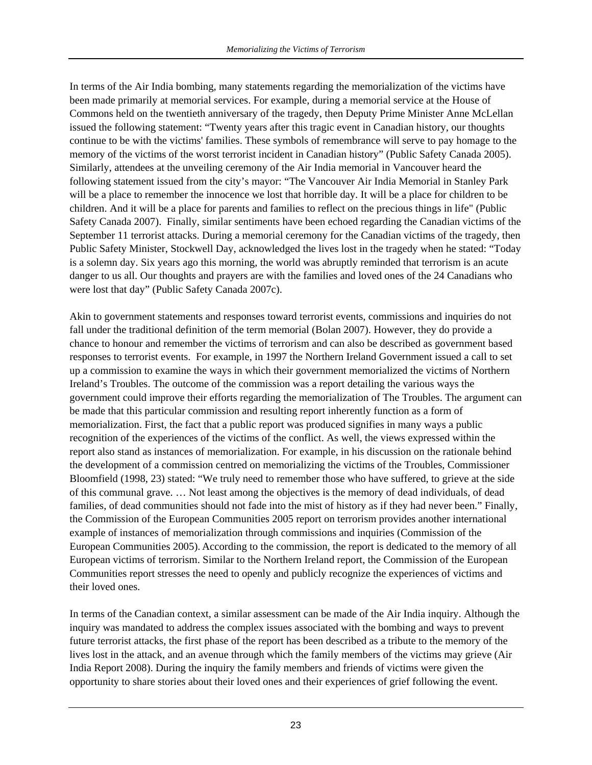In terms of the Air India bombing, many statements regarding the memorialization of the victims have been made primarily at memorial services. For example, during a memorial service at the House of Commons held on the twentieth anniversary of the tragedy, then Deputy Prime Minister Anne McLellan issued the following statement: "Twenty years after this tragic event in Canadian history, our thoughts continue to be with the victims' families. These symbols of remembrance will serve to pay homage to the memory of the victims of the worst terrorist incident in Canadian history" (Public Safety Canada 2005). Similarly, attendees at the unveiling ceremony of the Air India memorial in Vancouver heard the following statement issued from the city's mayor: "The Vancouver Air India Memorial in Stanley Park will be a place to remember the innocence we lost that horrible day. It will be a place for children to be children. And it will be a place for parents and families to reflect on the precious things in life" (Public Safety Canada 2007). Finally, similar sentiments have been echoed regarding the Canadian victims of the September 11 terrorist attacks. During a memorial ceremony for the Canadian victims of the tragedy, then Public Safety Minister, Stockwell Day, acknowledged the lives lost in the tragedy when he stated: "Today is a solemn day. Six years ago this morning, the world was abruptly reminded that terrorism is an acute danger to us all. Our thoughts and prayers are with the families and loved ones of the 24 Canadians who were lost that day" (Public Safety Canada 2007c).

Akin to government statements and responses toward terrorist events, commissions and inquiries do not fall under the traditional definition of the term memorial (Bolan 2007). However, they do provide a chance to honour and remember the victims of terrorism and can also be described as government based responses to terrorist events. For example, in 1997 the Northern Ireland Government issued a call to set up a commission to examine the ways in which their government memorialized the victims of Northern Ireland's Troubles. The outcome of the commission was a report detailing the various ways the government could improve their efforts regarding the memorialization of The Troubles. The argument can be made that this particular commission and resulting report inherently function as a form of memorialization. First, the fact that a public report was produced signifies in many ways a public recognition of the experiences of the victims of the conflict. As well, the views expressed within the report also stand as instances of memorialization. For example, in his discussion on the rationale behind the development of a commission centred on memorializing the victims of the Troubles, Commissioner Bloomfield (1998, 23) stated: "We truly need to remember those who have suffered, to grieve at the side of this communal grave. … Not least among the objectives is the memory of dead individuals, of dead families, of dead communities should not fade into the mist of history as if they had never been." Finally, the Commission of the European Communities 2005 report on terrorism provides another international example of instances of memorialization through commissions and inquiries (Commission of the European Communities 2005). According to the commission, the report is dedicated to the memory of all European victims of terrorism. Similar to the Northern Ireland report, the Commission of the European Communities report stresses the need to openly and publicly recognize the experiences of victims and their loved ones.

In terms of the Canadian context, a similar assessment can be made of the Air India inquiry. Although the inquiry was mandated to address the complex issues associated with the bombing and ways to prevent future terrorist attacks, the first phase of the report has been described as a tribute to the memory of the lives lost in the attack, and an avenue through which the family members of the victims may grieve (Air India Report 2008). During the inquiry the family members and friends of victims were given the opportunity to share stories about their loved ones and their experiences of grief following the event.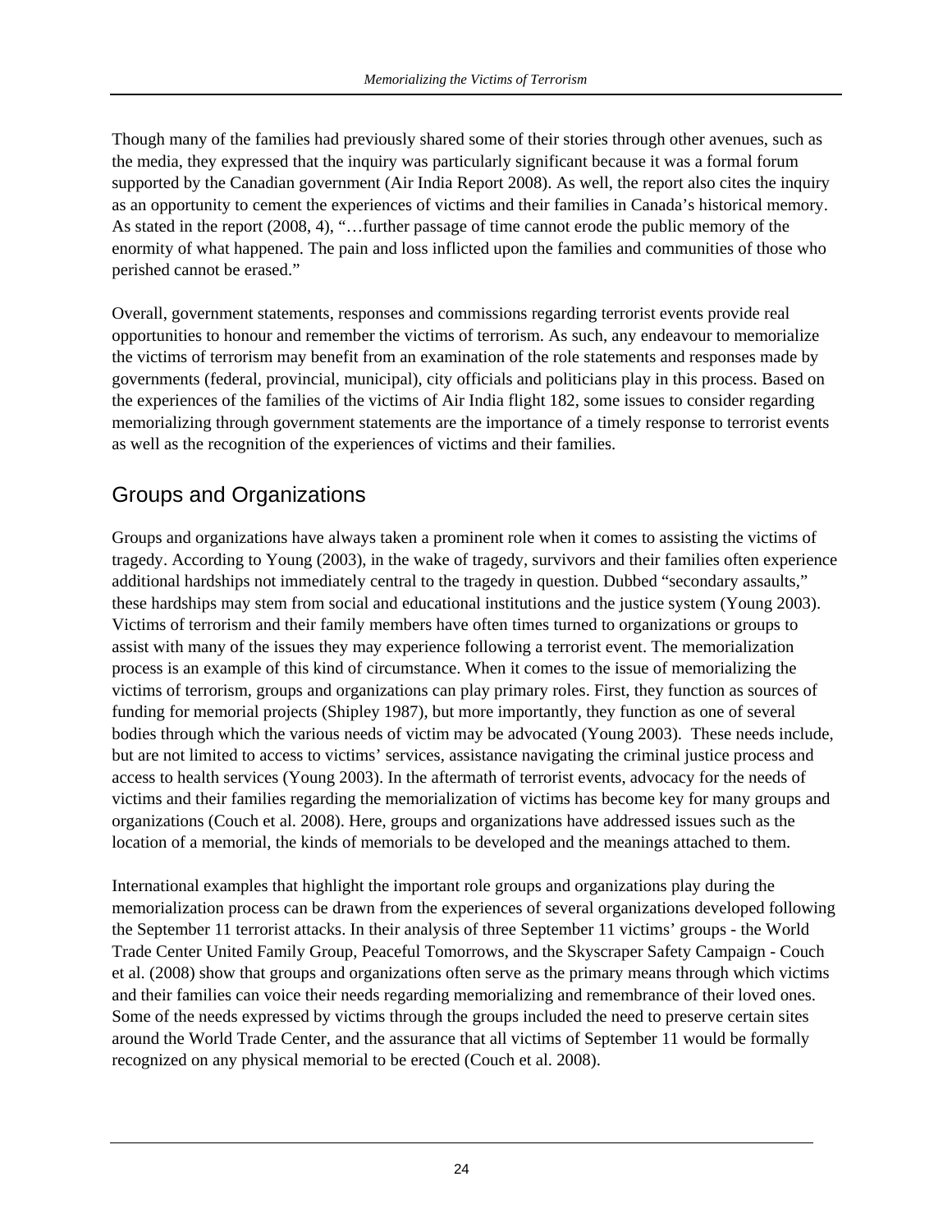Though many of the families had previously shared some of their stories through other avenues, such as the media, they expressed that the inquiry was particularly significant because it was a formal forum supported by the Canadian government (Air India Report 2008). As well, the report also cites the inquiry as an opportunity to cement the experiences of victims and their families in Canada's historical memory. As stated in the report (2008, 4), "…further passage of time cannot erode the public memory of the enormity of what happened. The pain and loss inflicted upon the families and communities of those who perished cannot be erased."

Overall, government statements, responses and commissions regarding terrorist events provide real opportunities to honour and remember the victims of terrorism. As such, any endeavour to memorialize the victims of terrorism may benefit from an examination of the role statements and responses made by governments (federal, provincial, municipal), city officials and politicians play in this process. Based on the experiences of the families of the victims of Air India flight 182, some issues to consider regarding memorializing through government statements are the importance of a timely response to terrorist events as well as the recognition of the experiences of victims and their families.

## Groups and Organizations

Groups and organizations have always taken a prominent role when it comes to assisting the victims of tragedy. According to Young (2003), in the wake of tragedy, survivors and their families often experience additional hardships not immediately central to the tragedy in question. Dubbed "secondary assaults," these hardships may stem from social and educational institutions and the justice system (Young 2003). Victims of terrorism and their family members have often times turned to organizations or groups to assist with many of the issues they may experience following a terrorist event. The memorialization process is an example of this kind of circumstance. When it comes to the issue of memorializing the victims of terrorism, groups and organizations can play primary roles. First, they function as sources of funding for memorial projects (Shipley 1987), but more importantly, they function as one of several bodies through which the various needs of victim may be advocated (Young 2003). These needs include, but are not limited to access to victims' services, assistance navigating the criminal justice process and access to health services (Young 2003). In the aftermath of terrorist events, advocacy for the needs of victims and their families regarding the memorialization of victims has become key for many groups and organizations (Couch et al. 2008). Here, groups and organizations have addressed issues such as the location of a memorial, the kinds of memorials to be developed and the meanings attached to them.

International examples that highlight the important role groups and organizations play during the memorialization process can be drawn from the experiences of several organizations developed following the September 11 terrorist attacks. In their analysis of three September 11 victims' groups - the World Trade Center United Family Group, Peaceful Tomorrows, and the Skyscraper Safety Campaign - Couch et al. (2008) show that groups and organizations often serve as the primary means through which victims and their families can voice their needs regarding memorializing and remembrance of their loved ones. Some of the needs expressed by victims through the groups included the need to preserve certain sites around the World Trade Center, and the assurance that all victims of September 11 would be formally recognized on any physical memorial to be erected (Couch et al. 2008).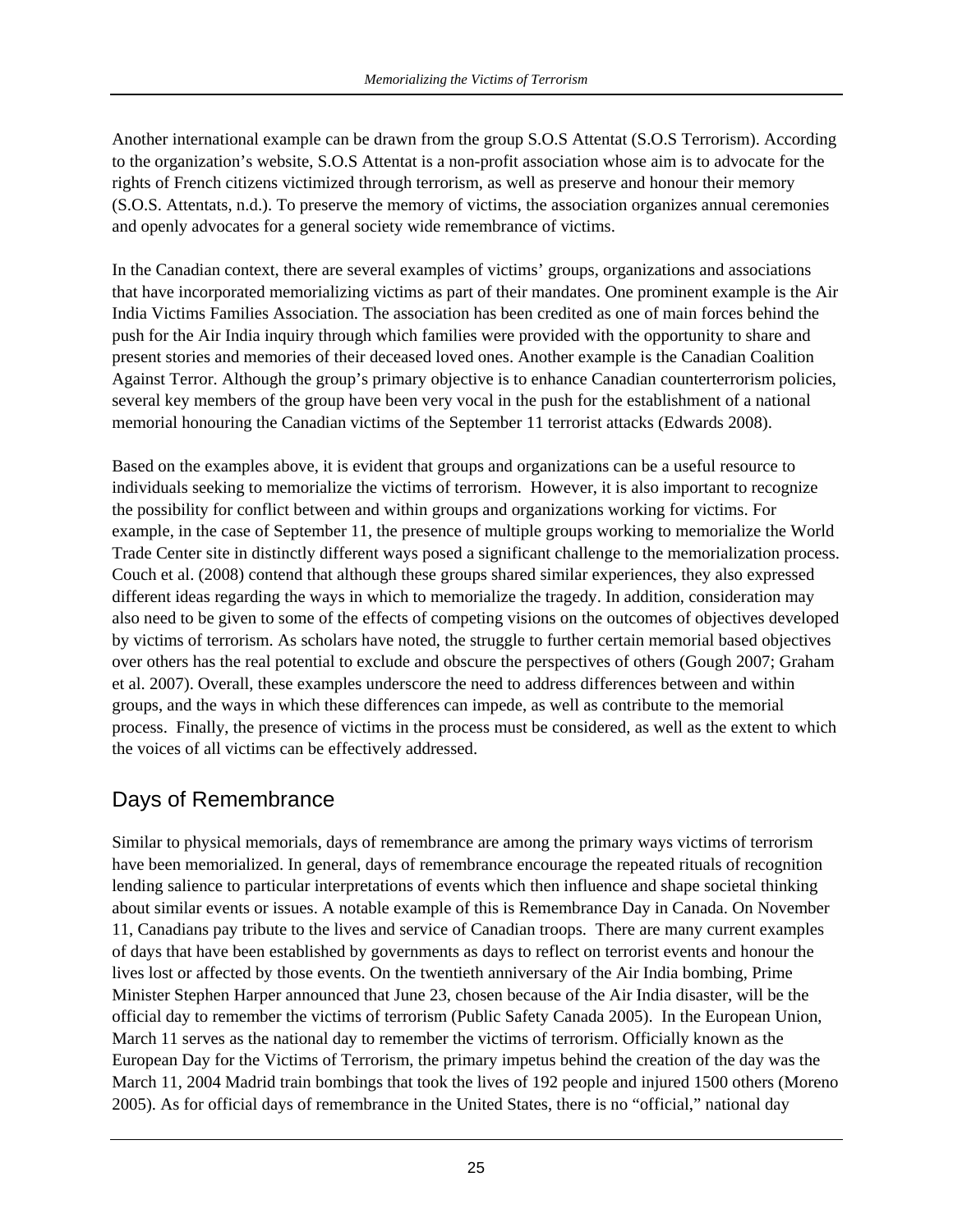Another international example can be drawn from the group S.O.S Attentat (S.O.S Terrorism). According to the organization's website, S.O.S Attentat is a non-profit association whose aim is to advocate for the rights of French citizens victimized through terrorism, as well as preserve and honour their memory (S.O.S. Attentats, n.d.). To preserve the memory of victims, the association organizes annual ceremonies and openly advocates for a general society wide remembrance of victims.

In the Canadian context, there are several examples of victims' groups, organizations and associations that have incorporated memorializing victims as part of their mandates. One prominent example is the Air India Victims Families Association. The association has been credited as one of main forces behind the push for the Air India inquiry through which families were provided with the opportunity to share and present stories and memories of their deceased loved ones. Another example is the Canadian Coalition Against Terror. Although the group's primary objective is to enhance Canadian counterterrorism policies, several key members of the group have been very vocal in the push for the establishment of a national memorial honouring the Canadian victims of the September 11 terrorist attacks (Edwards 2008).

Based on the examples above, it is evident that groups and organizations can be a useful resource to individuals seeking to memorialize the victims of terrorism. However, it is also important to recognize the possibility for conflict between and within groups and organizations working for victims. For example, in the case of September 11, the presence of multiple groups working to memorialize the World Trade Center site in distinctly different ways posed a significant challenge to the memorialization process. Couch et al. (2008) contend that although these groups shared similar experiences, they also expressed different ideas regarding the ways in which to memorialize the tragedy. In addition, consideration may also need to be given to some of the effects of competing visions on the outcomes of objectives developed by victims of terrorism. As scholars have noted, the struggle to further certain memorial based objectives over others has the real potential to exclude and obscure the perspectives of others (Gough 2007; Graham et al. 2007). Overall, these examples underscore the need to address differences between and within groups, and the ways in which these differences can impede, as well as contribute to the memorial process. Finally, the presence of victims in the process must be considered, as well as the extent to which the voices of all victims can be effectively addressed.

## Days of Remembrance

Similar to physical memorials, days of remembrance are among the primary ways victims of terrorism have been memorialized. In general, days of remembrance encourage the repeated rituals of recognition lending salience to particular interpretations of events which then influence and shape societal thinking about similar events or issues. A notable example of this is Remembrance Day in Canada. On November 11, Canadians pay tribute to the lives and service of Canadian troops. There are many current examples of days that have been established by governments as days to reflect on terrorist events and honour the lives lost or affected by those events. On the twentieth anniversary of the Air India bombing, Prime Minister Stephen Harper announced that June 23, chosen because of the Air India disaster, will be the official day to remember the victims of terrorism (Public Safety Canada 2005). In the European Union, March 11 serves as the national day to remember the victims of terrorism. Officially known as the European Day for the Victims of Terrorism, the primary impetus behind the creation of the day was the March 11, 2004 Madrid train bombings that took the lives of 192 people and injured 1500 others (Moreno 2005). As for official days of remembrance in the United States, there is no "official," national day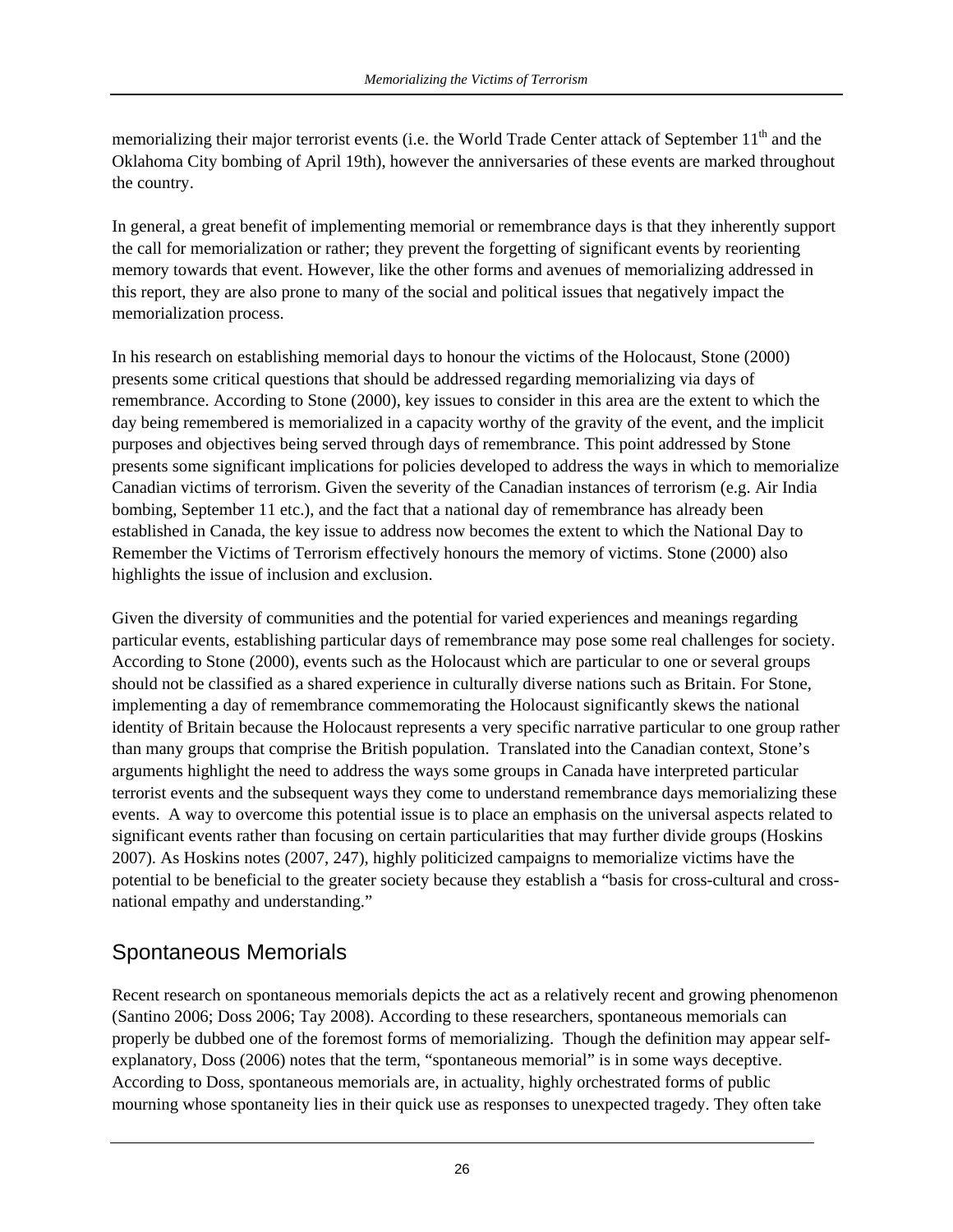memorializing their major terrorist events (i.e. the World Trade Center attack of September 11th and the Oklahoma City bombing of April 19th), however the anniversaries of these events are marked throughout the country.

In general, a great benefit of implementing memorial or remembrance days is that they inherently support the call for memorialization or rather; they prevent the forgetting of significant events by reorienting memory towards that event. However, like the other forms and avenues of memorializing addressed in this report, they are also prone to many of the social and political issues that negatively impact the memorialization process.

In his research on establishing memorial days to honour the victims of the Holocaust, Stone (2000) presents some critical questions that should be addressed regarding memorializing via days of remembrance. According to Stone (2000), key issues to consider in this area are the extent to which the day being remembered is memorialized in a capacity worthy of the gravity of the event, and the implicit purposes and objectives being served through days of remembrance. This point addressed by Stone presents some significant implications for policies developed to address the ways in which to memorialize Canadian victims of terrorism. Given the severity of the Canadian instances of terrorism (e.g. Air India bombing, September 11 etc.), and the fact that a national day of remembrance has already been established in Canada, the key issue to address now becomes the extent to which the National Day to Remember the Victims of Terrorism effectively honours the memory of victims. Stone (2000) also highlights the issue of inclusion and exclusion.

Given the diversity of communities and the potential for varied experiences and meanings regarding particular events, establishing particular days of remembrance may pose some real challenges for society. According to Stone (2000), events such as the Holocaust which are particular to one or several groups should not be classified as a shared experience in culturally diverse nations such as Britain. For Stone, implementing a day of remembrance commemorating the Holocaust significantly skews the national identity of Britain because the Holocaust represents a very specific narrative particular to one group rather than many groups that comprise the British population. Translated into the Canadian context, Stone's arguments highlight the need to address the ways some groups in Canada have interpreted particular terrorist events and the subsequent ways they come to understand remembrance days memorializing these events. A way to overcome this potential issue is to place an emphasis on the universal aspects related to significant events rather than focusing on certain particularities that may further divide groups (Hoskins 2007). As Hoskins notes (2007, 247), highly politicized campaigns to memorialize victims have the potential to be beneficial to the greater society because they establish a "basis for cross-cultural and cross-national empathy and understanding."

## Spontaneous Memorials

Recent research on spontaneous memorials depicts the act as a relatively recent and growing phenomenon (Santino 2006; Doss 2006; Tay 2008). According to these researchers, spontaneous memorials can properly be dubbed one of the foremost forms of memorializing. Though the definition may appear self-explanatory, Doss (2006) notes that the term, "spontaneous memorial" is in some ways deceptive. According to Doss, spontaneous memorials are, in actuality, highly orchestrated forms of public mourning whose spontaneity lies in their quick use as responses to unexpected tragedy. They often take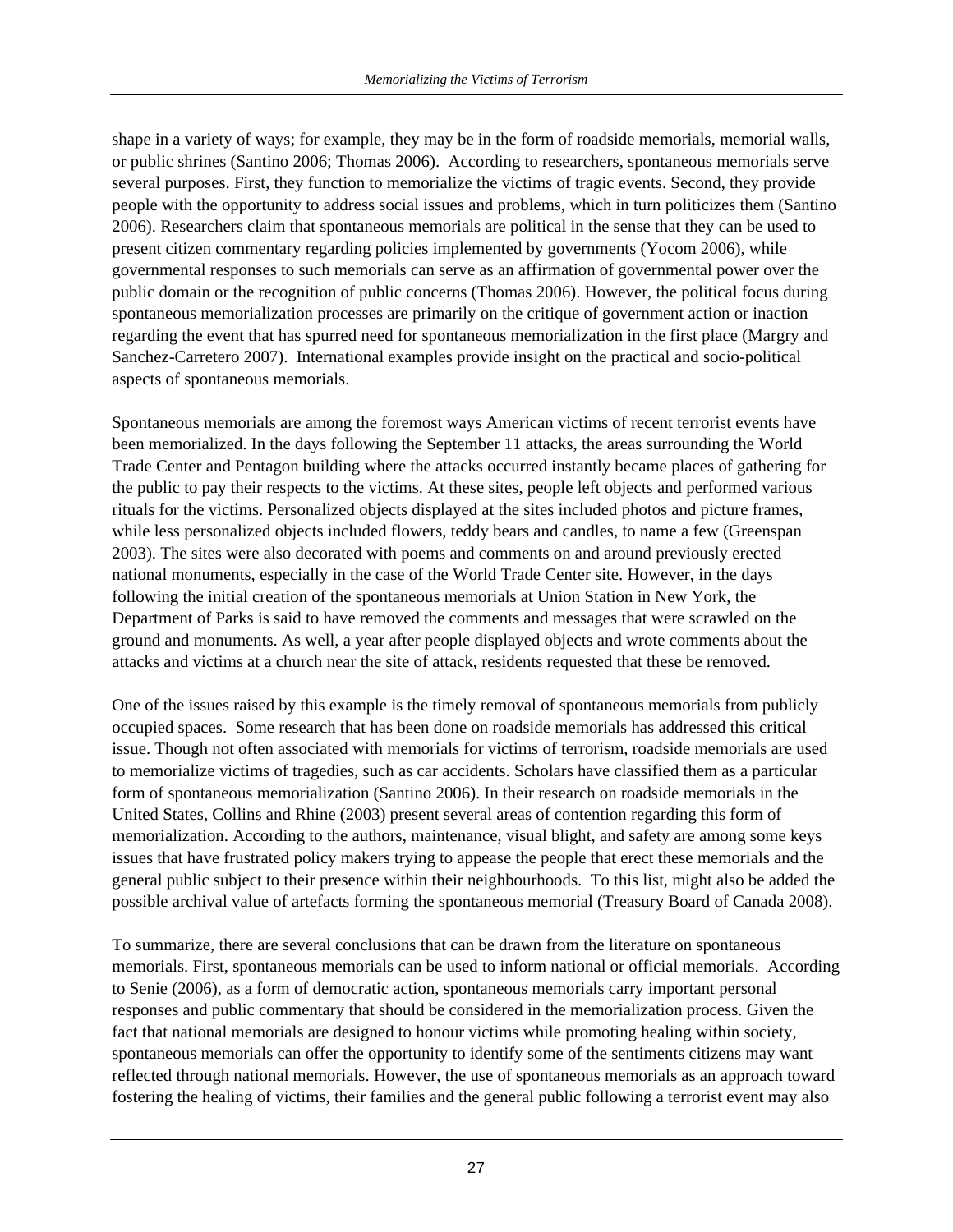shape in a variety of ways; for example, they may be in the form of roadside memorials, memorial walls, or public shrines (Santino 2006; Thomas 2006). According to researchers, spontaneous memorials serve several purposes. First, they function to memorialize the victims of tragic events. Second, they provide people with the opportunity to address social issues and problems, which in turn politicizes them (Santino 2006). Researchers claim that spontaneous memorials are political in the sense that they can be used to present citizen commentary regarding policies implemented by governments (Yocom 2006), while governmental responses to such memorials can serve as an affirmation of governmental power over the public domain or the recognition of public concerns (Thomas 2006). However, the political focus during spontaneous memorialization processes are primarily on the critique of government action or inaction regarding the event that has spurred need for spontaneous memorialization in the first place (Margry and Sanchez-Carretero 2007). International examples provide insight on the practical and socio-political aspects of spontaneous memorials.

Spontaneous memorials are among the foremost ways American victims of recent terrorist events have been memorialized. In the days following the September 11 attacks, the areas surrounding the World Trade Center and Pentagon building where the attacks occurred instantly became places of gathering for the public to pay their respects to the victims. At these sites, people left objects and performed various rituals for the victims. Personalized objects displayed at the sites included photos and picture frames, while less personalized objects included flowers, teddy bears and candles, to name a few (Greenspan 2003). The sites were also decorated with poems and comments on and around previously erected national monuments, especially in the case of the World Trade Center site. However, in the days following the initial creation of the spontaneous memorials at Union Station in New York, the Department of Parks is said to have removed the comments and messages that were scrawled on the ground and monuments. As well, a year after people displayed objects and wrote comments about the attacks and victims at a church near the site of attack, residents requested that these be removed.

One of the issues raised by this example is the timely removal of spontaneous memorials from publicly occupied spaces. Some research that has been done on roadside memorials has addressed this critical issue. Though not often associated with memorials for victims of terrorism, roadside memorials are used to memorialize victims of tragedies, such as car accidents. Scholars have classified them as a particular form of spontaneous memorialization (Santino 2006). In their research on roadside memorials in the United States, Collins and Rhine (2003) present several areas of contention regarding this form of memorialization. According to the authors, maintenance, visual blight, and safety are among some keys issues that have frustrated policy makers trying to appease the people that erect these memorials and the general public subject to their presence within their neighbourhoods. To this list, might also be added the possible archival value of artefacts forming the spontaneous memorial (Treasury Board of Canada 2008).

To summarize, there are several conclusions that can be drawn from the literature on spontaneous memorials. First, spontaneous memorials can be used to inform national or official memorials. According to Senie (2006), as a form of democratic action, spontaneous memorials carry important personal responses and public commentary that should be considered in the memorialization process. Given the fact that national memorials are designed to honour victims while promoting healing within society, spontaneous memorials can offer the opportunity to identify some of the sentiments citizens may want reflected through national memorials. However, the use of spontaneous memorials as an approach toward fostering the healing of victims, their families and the general public following a terrorist event may also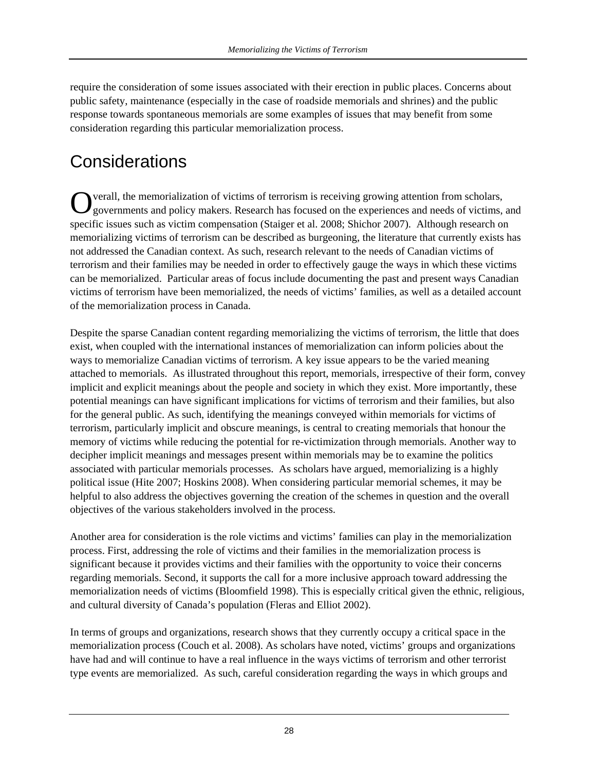require the consideration of some issues associated with their erection in public places. Concerns about public safety, maintenance (especially in the case of roadside memorials and shrines) and the public response towards spontaneous memorials are some examples of issues that may benefit from some consideration regarding this particular memorialization process.

# Considerations

Overall, the memorialization of victims of terrorism is receiving growing attention from scholars, governments and policy makers. Research has focused on the experiences and needs of victims, and specific issues such as victim compensation (Staiger et al. 2008; Shichor 2007). Although research on memorializing victims of terrorism can be described as burgeoning, the literature that currently exists has not addressed the Canadian context. As such, research relevant to the needs of Canadian victims of terrorism and their families may be needed in order to effectively gauge the ways in which these victims can be memorialized. Particular areas of focus include documenting the past and present ways Canadian victims of terrorism have been memorialized, the needs of victims' families, as well as a detailed account of the memorialization process in Canada.

Despite the sparse Canadian content regarding memorializing the victims of terrorism, the little that does exist, when coupled with the international instances of memorialization can inform policies about the ways to memorialize Canadian victims of terrorism. A key issue appears to be the varied meaning attached to memorials. As illustrated throughout this report, memorials, irrespective of their form, convey implicit and explicit meanings about the people and society in which they exist. More importantly, these potential meanings can have significant implications for victims of terrorism and their families, but also for the general public. As such, identifying the meanings conveyed within memorials for victims of terrorism, particularly implicit and obscure meanings, is central to creating memorials that honour the memory of victims while reducing the potential for re-victimization through memorials. Another way to decipher implicit meanings and messages present within memorials may be to examine the politics associated with particular memorials processes. As scholars have argued, memorializing is a highly political issue (Hite 2007; Hoskins 2008). When considering particular memorial schemes, it may be helpful to also address the objectives governing the creation of the schemes in question and the overall objectives of the various stakeholders involved in the process.

Another area for consideration is the role victims and victims' families can play in the memorialization process. First, addressing the role of victims and their families in the memorialization process is significant because it provides victims and their families with the opportunity to voice their concerns regarding memorials. Second, it supports the call for a more inclusive approach toward addressing the memorialization needs of victims (Bloomfield 1998). This is especially critical given the ethnic, religious, and cultural diversity of Canada's population (Fleras and Elliot 2002).

In terms of groups and organizations, research shows that they currently occupy a critical space in the memorialization process (Couch et al. 2008). As scholars have noted, victims' groups and organizations have had and will continue to have a real influence in the ways victims of terrorism and other terrorist type events are memorialized. As such, careful consideration regarding the ways in which groups and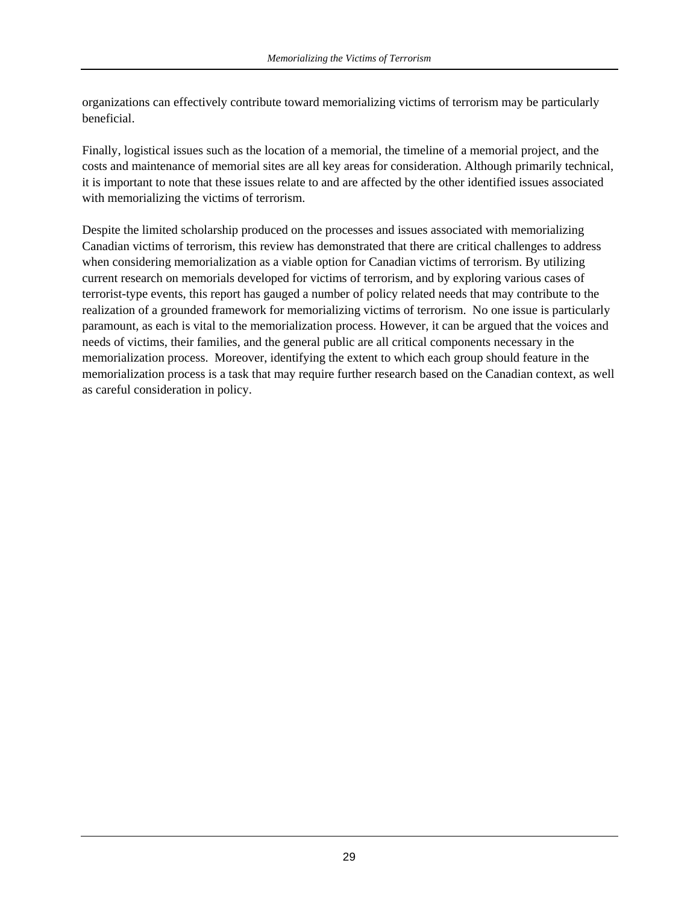organizations can effectively contribute toward memorializing victims of terrorism may be particularly beneficial.

Finally, logistical issues such as the location of a memorial, the timeline of a memorial project, and the costs and maintenance of memorial sites are all key areas for consideration. Although primarily technical, it is important to note that these issues relate to and are affected by the other identified issues associated with memorializing the victims of terrorism.

Despite the limited scholarship produced on the processes and issues associated with memorializing Canadian victims of terrorism, this review has demonstrated that there are critical challenges to address when considering memorialization as a viable option for Canadian victims of terrorism. By utilizing current research on memorials developed for victims of terrorism, and by exploring various cases of terrorist-type events, this report has gauged a number of policy related needs that may contribute to the realization of a grounded framework for memorializing victims of terrorism. No one issue is particularly paramount, as each is vital to the memorialization process. However, it can be argued that the voices and needs of victims, their families, and the general public are all critical components necessary in the memorialization process. Moreover, identifying the extent to which each group should feature in the memorialization process is a task that may require further research based on the Canadian context, as well as careful consideration in policy.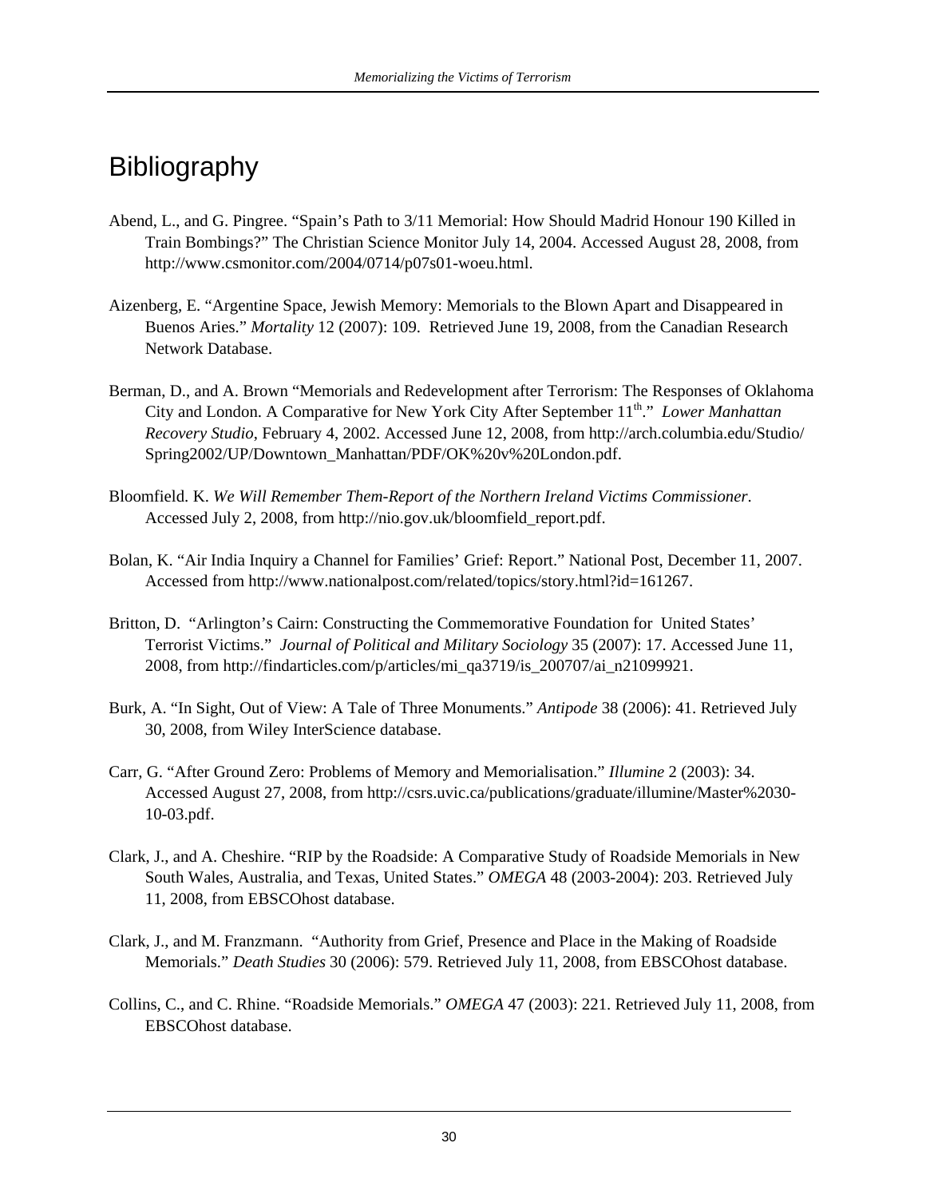# Bibliography

Abend, L., and G. Pingree. “Spain’s Path to 3/11 Memorial: How Should Madrid Honour 190 Killed in Train Bombings?” The Christian Science Monitor July 14, 2004. Accessed August 28, 2008, from http://www.csmonitor.com/2004/0714/p07s01-woeu.html.

Aizenberg, E. “Argentine Space, Jewish Memory: Memorials to the Blown Apart and Disappeared in Buenos Aries.” *Mortality* 12 (2007): 109. Retrieved June 19, 2008, from the Canadian Research Network Database.

Berman, D., and A. Brown “Memorials and Redevelopment after Terrorism: The Responses of Oklahoma City and London. A Comparative for New York City After September 11th.” *Lower Manhattan Recovery Studio*, February 4, 2002. Accessed June 12, 2008, from http://arch.columbia.edu/Studio/Spring2002/UP/Downtown_Manhattan/PDF/OK%20v%20London.pdf.

Bloomfield. K. *We Will Remember Them-Report of the Northern Ireland Victims Commissioner*. Accessed July 2, 2008, from http://nio.gov.uk/bloomfield_report.pdf.

Bolan, K. “Air India Inquiry a Channel for Families’ Grief: Report.” National Post, December 11, 2007. Accessed from http://www.nationalpost.com/related/topics/story.html?id=161267.

Britton, D. “Arlington’s Cairn: Constructing the Commemorative Foundation for United States’ Terrorist Victims.” *Journal of Political and Military Sociology* 35 (2007): 17. Accessed June 11, 2008, from http://findarticles.com/p/articles/mi_qa3719/is_200707/ai_n21099921.

Burk, A. “In Sight, Out of View: A Tale of Three Monuments.” *Antipode* 38 (2006): 41. Retrieved July 30, 2008, from Wiley InterScience database.

Carr, G. “After Ground Zero: Problems of Memory and Memorialisation.” *Illumine* 2 (2003): 34. Accessed August 27, 2008, from http://csrs.uvic.ca/publications/graduate/illumine/Master%2030-10-03.pdf.

Clark, J., and A. Cheshire. “RIP by the Roadside: A Comparative Study of Roadside Memorials in New South Wales, Australia, and Texas, United States.” *OMEGA* 48 (2003-2004): 203. Retrieved July 11, 2008, from EBSCOhost database.

Clark, J., and M. Franzmann. “Authority from Grief, Presence and Place in the Making of Roadside Memorials.” *Death Studies* 30 (2006): 579. Retrieved July 11, 2008, from EBSCOhost database.

Collins, C., and C. Rhine. “Roadside Memorials.” *OMEGA* 47 (2003): 221. Retrieved July 11, 2008, from EBSCOhost database.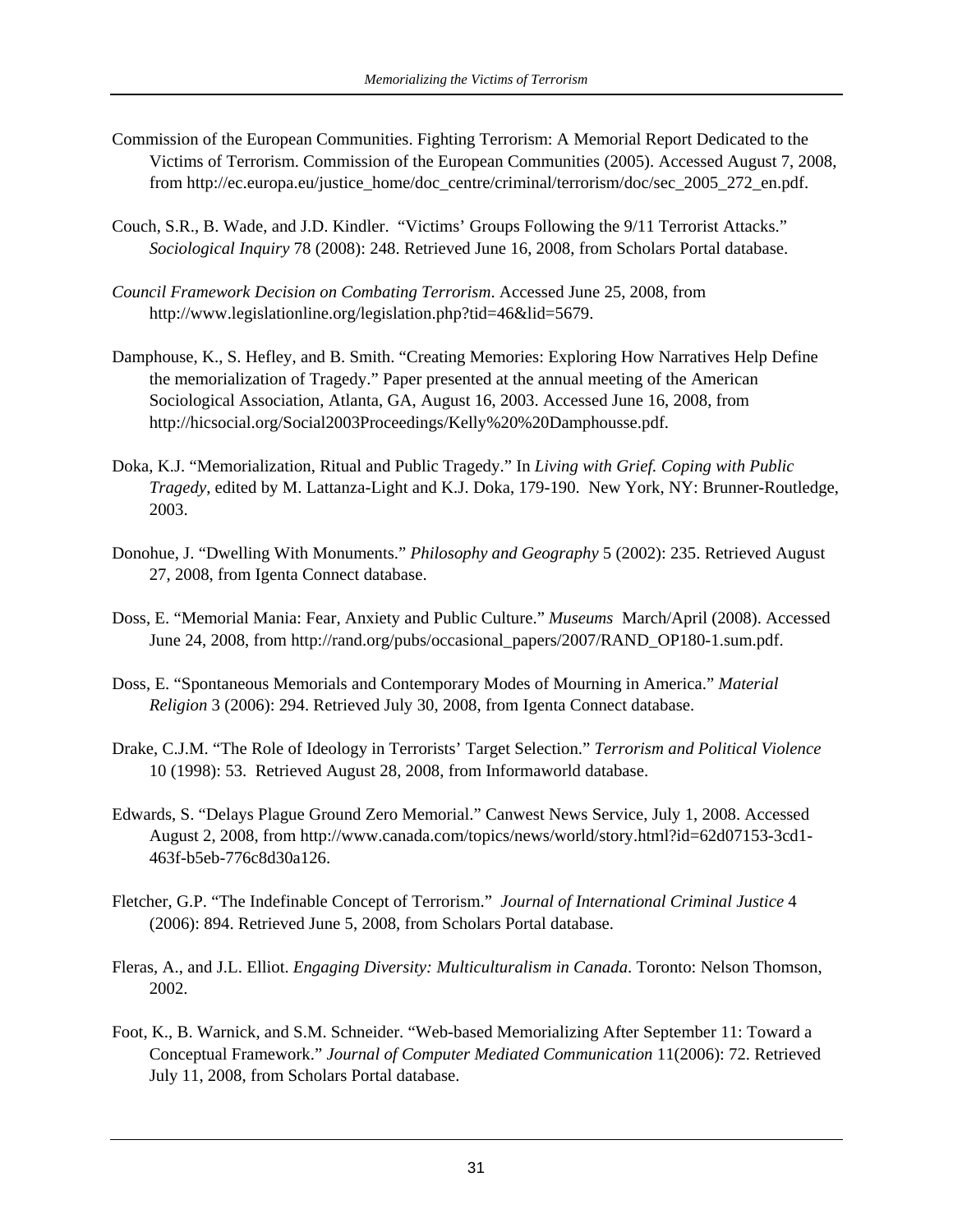Commission of the European Communities. Fighting Terrorism: A Memorial Report Dedicated to the Victims of Terrorism. Commission of the European Communities (2005). Accessed August 7, 2008, from http://ec.europa.eu/justice_home/doc_centre/criminal/terrorism/doc/sec_2005_272_en.pdf.

Couch, S.R., B. Wade, and J.D. Kindler. "Victims' Groups Following the 9/11 Terrorist Attacks." *Sociological Inquiry* 78 (2008): 248. Retrieved June 16, 2008, from Scholars Portal database.

*Council Framework Decision on Combating Terrorism*. Accessed June 25, 2008, from http://www.legislationline.org/legislation.php?tid=46&lid=5679.

Damphouse, K., S. Hefley, and B. Smith. "Creating Memories: Exploring How Narratives Help Define the memorialization of Tragedy." Paper presented at the annual meeting of the American Sociological Association, Atlanta, GA, August 16, 2003. Accessed June 16, 2008, from http://hicsocial.org/Social2003Proceedings/Kelly%20%20Damphousse.pdf.

Doka, K.J. "Memorialization, Ritual and Public Tragedy." In *Living with Grief. Coping with Public Tragedy*, edited by M. Lattanza-Light and K.J. Doka, 179-190. New York, NY: Brunner-Routledge, 2003.

Donohue, J. "Dwelling With Monuments." *Philosophy and Geography* 5 (2002): 235. Retrieved August 27, 2008, from Igenta Connect database.

Doss, E. "Memorial Mania: Fear, Anxiety and Public Culture." *Museums* March/April (2008). Accessed June 24, 2008, from http://rand.org/pubs/occasional_papers/2007/RAND_OP180-1.sum.pdf.

Doss, E. "Spontaneous Memorials and Contemporary Modes of Mourning in America." *Material Religion* 3 (2006): 294. Retrieved July 30, 2008, from Igenta Connect database.

Drake, C.J.M. "The Role of Ideology in Terrorists' Target Selection." *Terrorism and Political Violence* 10 (1998): 53. Retrieved August 28, 2008, from Informaworld database.

Edwards, S. "Delays Plague Ground Zero Memorial." Canwest News Service, July 1, 2008. Accessed August 2, 2008, from http://www.canada.com/topics/news/world/story.html?id=62d07153-3cd1-463f-b5eb-776c8d30a126.

Fletcher, G.P. "The Indefinable Concept of Terrorism." *Journal of International Criminal Justice* 4 (2006): 894. Retrieved June 5, 2008, from Scholars Portal database.

Fleras, A., and J.L. Elliot. *Engaging Diversity: Multiculturalism in Canada*. Toronto: Nelson Thomson, 2002.

Foot, K., B. Warnick, and S.M. Schneider. "Web-based Memorializing After September 11: Toward a Conceptual Framework." *Journal of Computer Mediated Communication* 11(2006): 72. Retrieved July 11, 2008, from Scholars Portal database.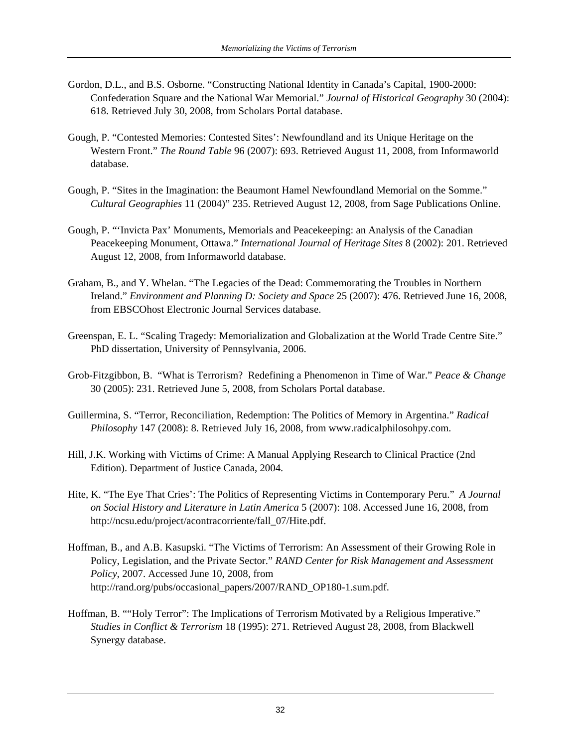Gordon, D.L., and B.S. Osborne. "Constructing National Identity in Canada's Capital, 1900-2000: Confederation Square and the National War Memorial." *Journal of Historical Geography* 30 (2004): 618. Retrieved July 30, 2008, from Scholars Portal database.

Gough, P. "Contested Memories: Contested Sites': Newfoundland and its Unique Heritage on the Western Front." *The Round Table* 96 (2007): 693. Retrieved August 11, 2008, from Informaworld database.

Gough, P. "Sites in the Imagination: the Beaumont Hamel Newfoundland Memorial on the Somme." *Cultural Geographies* 11 (2004)" 235. Retrieved August 12, 2008, from Sage Publications Online.

Gough, P. "'Invicta Pax' Monuments, Memorials and Peacekeeping: an Analysis of the Canadian Peacekeeping Monument, Ottawa." *International Journal of Heritage Sites* 8 (2002): 201. Retrieved August 12, 2008, from Informaworld database.

Graham, B., and Y. Whelan. "The Legacies of the Dead: Commemorating the Troubles in Northern Ireland." *Environment and Planning D: Society and Space* 25 (2007): 476. Retrieved June 16, 2008, from EBSCOhost Electronic Journal Services database.

Greenspan, E. L. "Scaling Tragedy: Memorialization and Globalization at the World Trade Centre Site." PhD dissertation, University of Pennsylvania, 2006.

Grob-Fitzgibbon, B. "What is Terrorism? Redefining a Phenomenon in Time of War." *Peace & Change* 30 (2005): 231. Retrieved June 5, 2008, from Scholars Portal database.

Guillermina, S. "Terror, Reconciliation, Redemption: The Politics of Memory in Argentina." *Radical Philosophy* 147 (2008): 8. Retrieved July 16, 2008, from www.radicalphilosohpy.com.

Hill, J.K. Working with Victims of Crime: A Manual Applying Research to Clinical Practice (2nd Edition). Department of Justice Canada, 2004.

Hite, K. "The Eye That Cries': The Politics of Representing Victims in Contemporary Peru." *A Journal on Social History and Literature in Latin America* 5 (2007): 108. Accessed June 16, 2008, from http://ncsu.edu/project/acontracorriente/fall_07/Hite.pdf.

Hoffman, B., and A.B. Kasupski. "The Victims of Terrorism: An Assessment of their Growing Role in Policy, Legislation, and the Private Sector." *RAND Center for Risk Management and Assessment Policy*, 2007. Accessed June 10, 2008, from http://rand.org/pubs/occasional_papers/2007/RAND_OP180-1.sum.pdf.

Hoffman, B. ""Holy Terror": The Implications of Terrorism Motivated by a Religious Imperative." *Studies in Conflict & Terrorism* 18 (1995): 271. Retrieved August 28, 2008, from Blackwell Synergy database.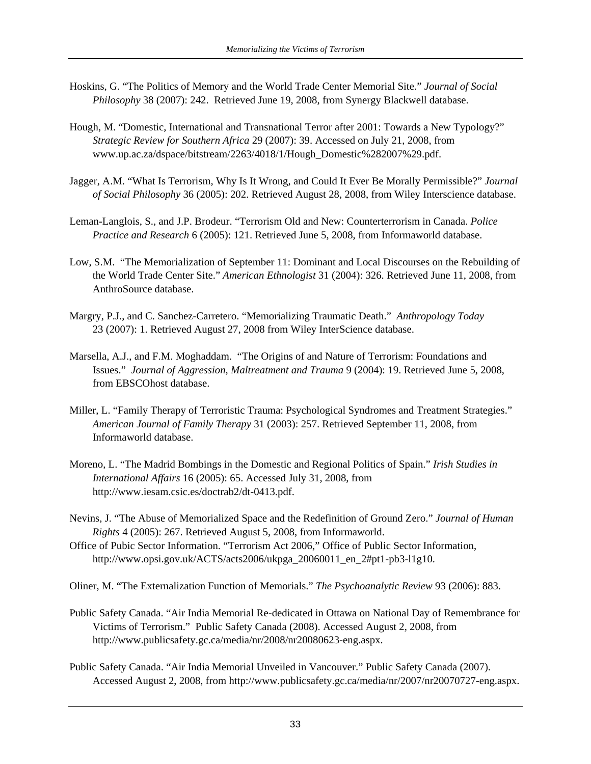Hoskins, G. "The Politics of Memory and the World Trade Center Memorial Site." *Journal of Social Philosophy* 38 (2007): 242. Retrieved June 19, 2008, from Synergy Blackwell database.

Hough, M. "Domestic, International and Transnational Terror after 2001: Towards a New Typology?" *Strategic Review for Southern Africa* 29 (2007): 39. Accessed on July 21, 2008, from www.up.ac.za/dspace/bitstream/2263/4018/1/Hough_Domestic%282007%29.pdf.

Jagger, A.M. "What Is Terrorism, Why Is It Wrong, and Could It Ever Be Morally Permissible?" *Journal of Social Philosophy* 36 (2005): 202. Retrieved August 28, 2008, from Wiley Interscience database.

Leman-Langlois, S., and J.P. Brodeur. "Terrorism Old and New: Counterterrorism in Canada. *Police Practice and Research* 6 (2005): 121. Retrieved June 5, 2008, from Informaworld database.

Low, S.M. "The Memorialization of September 11: Dominant and Local Discourses on the Rebuilding of the World Trade Center Site." *American Ethnologist* 31 (2004): 326. Retrieved June 11, 2008, from AnthroSource database.

Margry, P.J., and C. Sanchez-Carretero. "Memorializing Traumatic Death." *Anthropology Today* 23 (2007): 1. Retrieved August 27, 2008 from Wiley InterScience database.

Marsella, A.J., and F.M. Moghaddam. "The Origins of and Nature of Terrorism: Foundations and Issues." *Journal of Aggression, Maltreatment and Trauma* 9 (2004): 19. Retrieved June 5, 2008, from EBSCOhost database.

Miller, L. "Family Therapy of Terroristic Trauma: Psychological Syndromes and Treatment Strategies." *American Journal of Family Therapy* 31 (2003): 257. Retrieved September 11, 2008, from Informaworld database.

Moreno, L. "The Madrid Bombings in the Domestic and Regional Politics of Spain." *Irish Studies in International Affairs* 16 (2005): 65. Accessed July 31, 2008, from http://www.iesam.csic.es/doctrab2/dt-0413.pdf.

Nevins, J. "The Abuse of Memorialized Space and the Redefinition of Ground Zero." *Journal of Human Rights* 4 (2005): 267. Retrieved August 5, 2008, from Informaworld.

Office of Pubic Sector Information. "Terrorism Act 2006," Office of Public Sector Information, http://www.opsi.gov.uk/ACTS/acts2006/ukpga_20060011_en_2#pt1-pb3-l1g10.

Oliner, M. "The Externalization Function of Memorials." *The Psychoanalytic Review* 93 (2006): 883.

Public Safety Canada. "Air India Memorial Re-dedicated in Ottawa on National Day of Remembrance for Victims of Terrorism." Public Safety Canada (2008). Accessed August 2, 2008, from http://www.publicsafety.gc.ca/media/nr/2008/nr20080623-eng.aspx.

Public Safety Canada. "Air India Memorial Unveiled in Vancouver." Public Safety Canada (2007). Accessed August 2, 2008, from http://www.publicsafety.gc.ca/media/nr/2007/nr20070727-eng.aspx.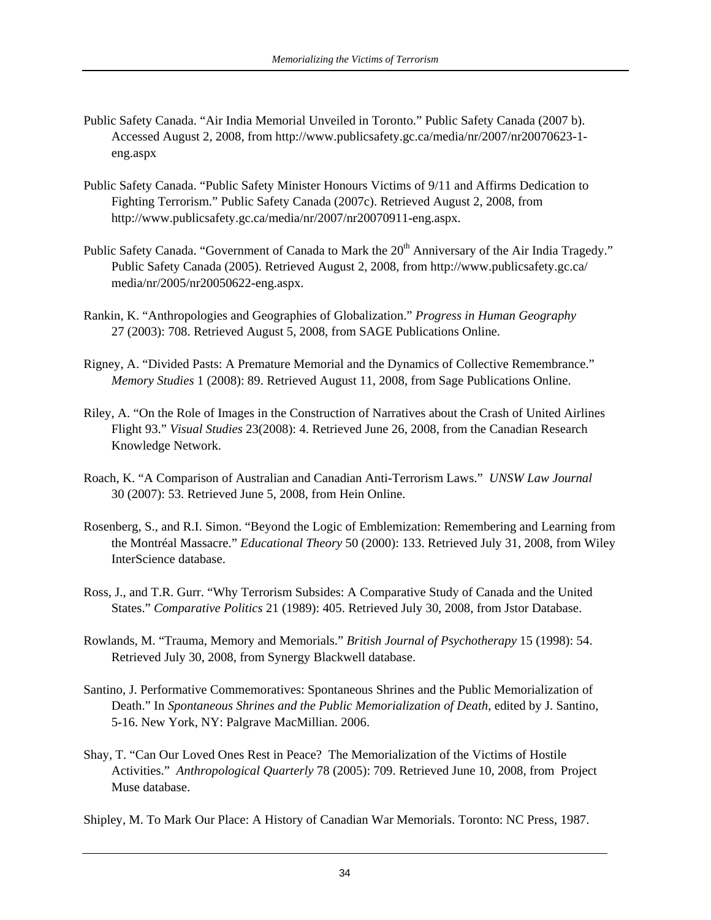Public Safety Canada. “Air India Memorial Unveiled in Toronto.” Public Safety Canada (2007 b). Accessed August 2, 2008, from http://www.publicsafety.gc.ca/media/nr/2007/nr20070623-1-eng.aspx

Public Safety Canada. “Public Safety Minister Honours Victims of 9/11 and Affirms Dedication to Fighting Terrorism.” Public Safety Canada (2007c). Retrieved August 2, 2008, from http://www.publicsafety.gc.ca/media/nr/2007/nr20070911-eng.aspx.

Public Safety Canada. “Government of Canada to Mark the 20th Anniversary of the Air India Tragedy.” Public Safety Canada (2005). Retrieved August 2, 2008, from http://www.publicsafety.gc.ca/media/nr/2005/nr20050622-eng.aspx.

Rankin, K. “Anthropologies and Geographies of Globalization.” *Progress in Human Geography* 27 (2003): 708. Retrieved August 5, 2008, from SAGE Publications Online.

Rigney, A. “Divided Pasts: A Premature Memorial and the Dynamics of Collective Remembrance.” *Memory Studies* 1 (2008): 89. Retrieved August 11, 2008, from Sage Publications Online.

Riley, A. “On the Role of Images in the Construction of Narratives about the Crash of United Airlines Flight 93.” *Visual Studies* 23(2008): 4. Retrieved June 26, 2008, from the Canadian Research Knowledge Network.

Roach, K. “A Comparison of Australian and Canadian Anti-Terrorism Laws.” *UNSW Law Journal* 30 (2007): 53. Retrieved June 5, 2008, from Hein Online.

Rosenberg, S., and R.I. Simon. “Beyond the Logic of Emblemization: Remembering and Learning from the Montréal Massacre.” *Educational Theory* 50 (2000): 133. Retrieved July 31, 2008, from Wiley InterScience database.

Ross, J., and T.R. Gurr. “Why Terrorism Subsides: A Comparative Study of Canada and the United States.” *Comparative Politics* 21 (1989): 405. Retrieved July 30, 2008, from Jstor Database.

Rowlands, M. “Trauma, Memory and Memorials.” *British Journal of Psychotherapy* 15 (1998): 54. Retrieved July 30, 2008, from Synergy Blackwell database.

Santino, J. Performative Commemoratives: Spontaneous Shrines and the Public Memorialization of Death.” In *Spontaneous Shrines and the Public Memorialization of Death*, edited by J. Santino, 5-16. New York, NY: Palgrave MacMillian. 2006.

Shay, T. “Can Our Loved Ones Rest in Peace? The Memorialization of the Victims of Hostile Activities.” *Anthropological Quarterly* 78 (2005): 709. Retrieved June 10, 2008, from Project Muse database.

Shipley, M. To Mark Our Place: A History of Canadian War Memorials. Toronto: NC Press, 1987.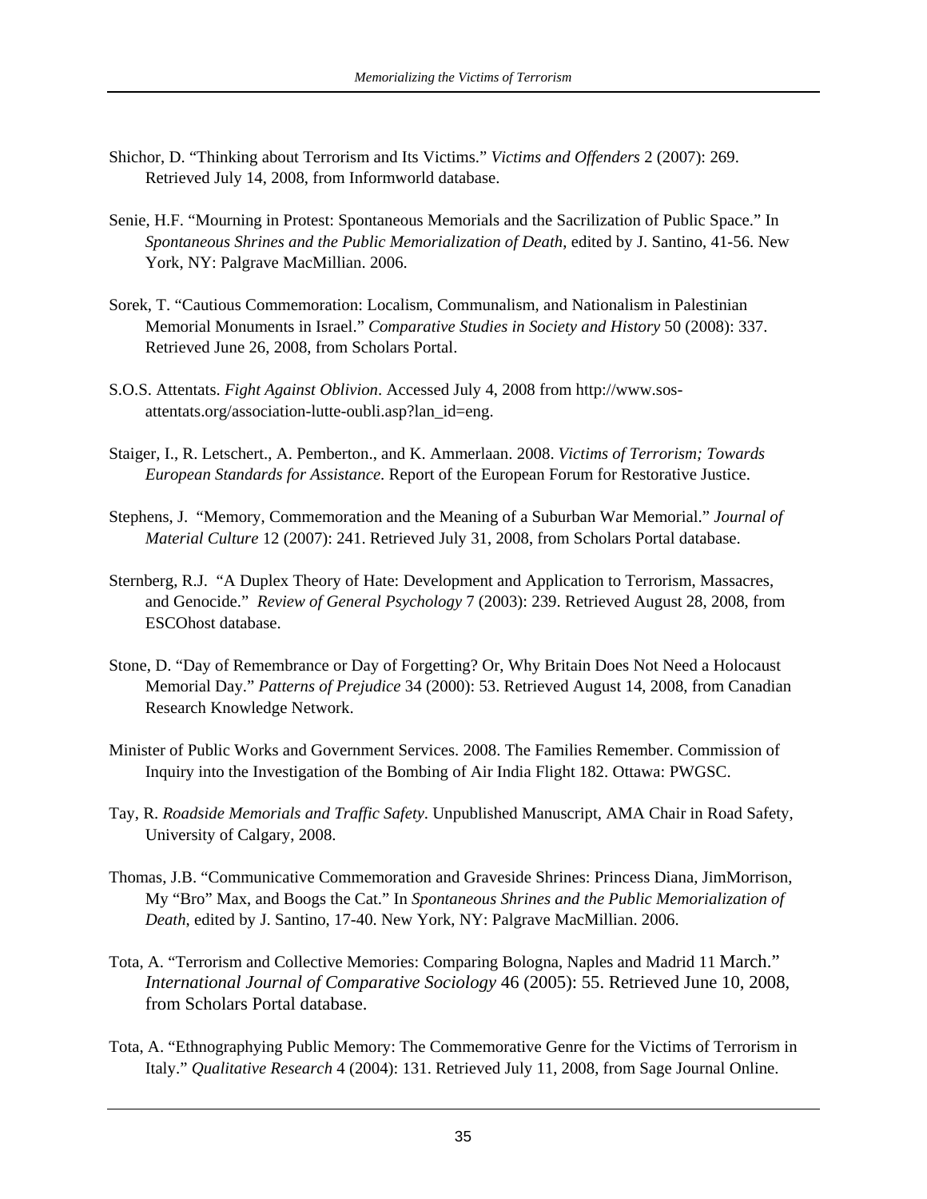Shichor, D. "Thinking about Terrorism and Its Victims." *Victims and Offenders* 2 (2007): 269. Retrieved July 14, 2008, from Informworld database.

Senie, H.F. "Mourning in Protest: Spontaneous Memorials and the Sacrilization of Public Space." In *Spontaneous Shrines and the Public Memorialization of Death*, edited by J. Santino, 41-56. New York, NY: Palgrave MacMillian. 2006.

Sorek, T. "Cautious Commemoration: Localism, Communalism, and Nationalism in Palestinian Memorial Monuments in Israel." *Comparative Studies in Society and History* 50 (2008): 337. Retrieved June 26, 2008, from Scholars Portal.

S.O.S. Attentats. *Fight Against Oblivion*. Accessed July 4, 2008 from http://www.sos-attentats.org/association-lutte-oubli.asp?lan_id=eng.

Staiger, I., R. Letschert., A. Pemberton., and K. Ammerlaan. 2008. *Victims of Terrorism; Towards European Standards for Assistance*. Report of the European Forum for Restorative Justice.

Stephens, J. "Memory, Commemoration and the Meaning of a Suburban War Memorial." *Journal of Material Culture* 12 (2007): 241. Retrieved July 31, 2008, from Scholars Portal database.

Sternberg, R.J. "A Duplex Theory of Hate: Development and Application to Terrorism, Massacres, and Genocide." *Review of General Psychology* 7 (2003): 239. Retrieved August 28, 2008, from ESCOhost database.

Stone, D. "Day of Remembrance or Day of Forgetting? Or, Why Britain Does Not Need a Holocaust Memorial Day." *Patterns of Prejudice* 34 (2000): 53. Retrieved August 14, 2008, from Canadian Research Knowledge Network.

Minister of Public Works and Government Services. 2008. The Families Remember. Commission of Inquiry into the Investigation of the Bombing of Air India Flight 182. Ottawa: PWGSC.

Tay, R. *Roadside Memorials and Traffic Safety*. Unpublished Manuscript, AMA Chair in Road Safety, University of Calgary, 2008.

Thomas, J.B. "Communicative Commemoration and Graveside Shrines: Princess Diana, JimMorrison, My "Bro" Max, and Boogs the Cat." In *Spontaneous Shrines and the Public Memorialization of Death*, edited by J. Santino, 17-40. New York, NY: Palgrave MacMillian. 2006.

Tota, A. "Terrorism and Collective Memories: Comparing Bologna, Naples and Madrid 11 March." *International Journal of Comparative Sociology* 46 (2005): 55. Retrieved June 10, 2008, from Scholars Portal database.

Tota, A. "Ethnographying Public Memory: The Commemorative Genre for the Victims of Terrorism in Italy." *Qualitative Research* 4 (2004): 131. Retrieved July 11, 2008, from Sage Journal Online.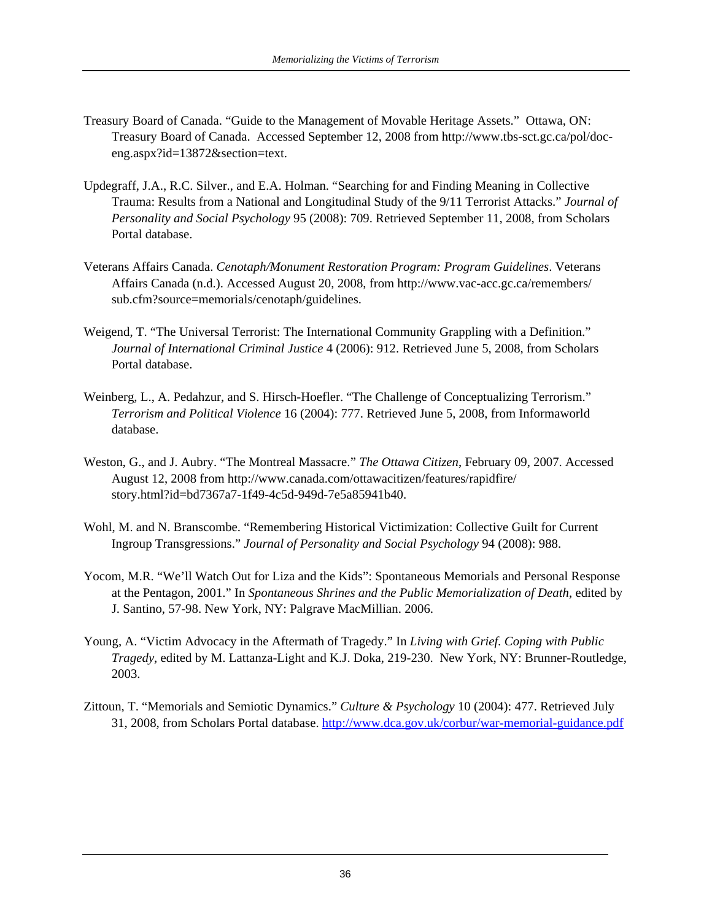Treasury Board of Canada. "Guide to the Management of Movable Heritage Assets." Ottawa, ON: Treasury Board of Canada. Accessed September 12, 2008 from http://www.tbs-sct.gc.ca/pol/doc-eng.aspx?id=13872&section=text.

Updegraff, J.A., R.C. Silver., and E.A. Holman. "Searching for and Finding Meaning in Collective Trauma: Results from a National and Longitudinal Study of the 9/11 Terrorist Attacks." *Journal of Personality and Social Psychology* 95 (2008): 709. Retrieved September 11, 2008, from Scholars Portal database.

Veterans Affairs Canada. *Cenotaph/Monument Restoration Program: Program Guidelines*. Veterans Affairs Canada (n.d.). Accessed August 20, 2008, from http://www.vac-acc.gc.ca/remembers/sub.cfm?source=memorials/cenotaph/guidelines.

Weigend, T. "The Universal Terrorist: The International Community Grappling with a Definition." *Journal of International Criminal Justice* 4 (2006): 912. Retrieved June 5, 2008, from Scholars Portal database.

Weinberg, L., A. Pedahzur, and S. Hirsch-Hoefler. "The Challenge of Conceptualizing Terrorism." *Terrorism and Political Violence* 16 (2004): 777. Retrieved June 5, 2008, from Informaworld database.

Weston, G., and J. Aubry. "The Montreal Massacre." *The Ottawa Citizen*, February 09, 2007. Accessed August 12, 2008 from http://www.canada.com/ottawacitizen/features/rapidfire/story.html?id=bd7367a7-1f49-4c5d-949d-7e5a85941b40.

Wohl, M. and N. Branscombe. "Remembering Historical Victimization: Collective Guilt for Current Ingroup Transgressions." *Journal of Personality and Social Psychology* 94 (2008): 988.

Yocom, M.R. "We'll Watch Out for Liza and the Kids": Spontaneous Memorials and Personal Response at the Pentagon, 2001." In *Spontaneous Shrines and the Public Memorialization of Death*, edited by J. Santino, 57-98. New York, NY: Palgrave MacMillian. 2006.

Young, A. "Victim Advocacy in the Aftermath of Tragedy." In *Living with Grief. Coping with Public Tragedy*, edited by M. Lattanza-Light and K.J. Doka, 219-230. New York, NY: Brunner-Routledge, 2003.

Zittoun, T. "Memorials and Semiotic Dynamics." *Culture & Psychology* 10 (2004): 477. Retrieved July 31, 2008, from Scholars Portal database. http://www.dca.gov.uk/corbur/war-memorial-guidance.pdf